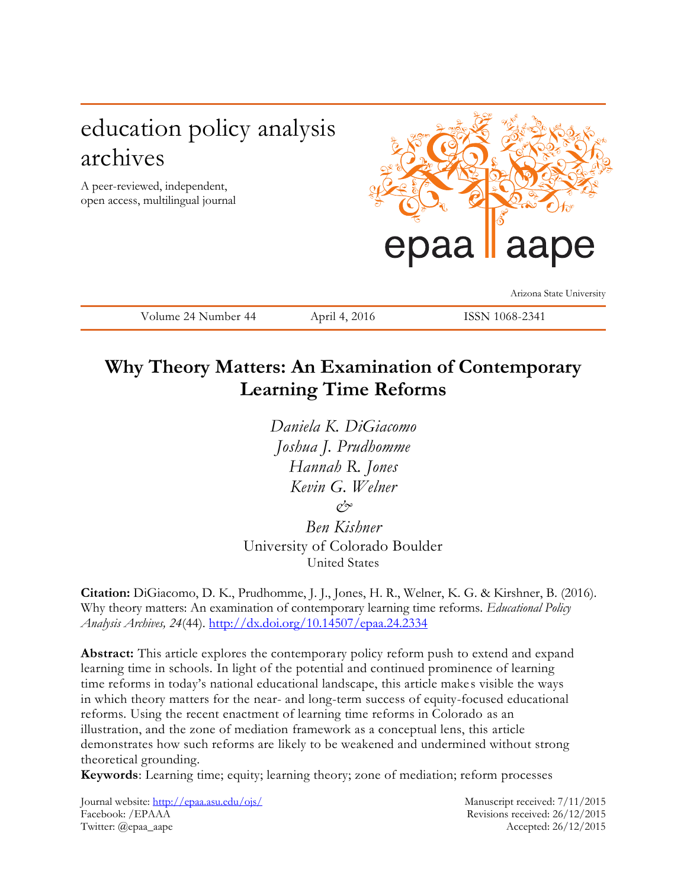# education policy analysis archives

A peer-reviewed, independent, open access, multilingual journal

epaa aape

Arizona State University

Volume 24 Number 44 April 4, 2016 ISSN 1068-2341

## Why Theory Matters: An Examination of Contemporary Learning Time Reforms

*Daniela K. DiGiacomo*
*Joshua J. Prudhomme*
*Hannah R. Jones*
*Kevin G. Welner*
*&*
*Ben Kishner*
University of Colorado Boulder
United States

**Citation:** DiGiacomo, D. K., Prudhomme, J. J., Jones, H. R., Welner, K. G. & Kirshner, B. (2016). Why theory matters: An examination of contemporary learning time reforms. *Educational Policy Analysis Archives, 24*(44). http://dx.doi.org/10.14507/epaa.24.2334

**Abstract:** This article explores the contemporary policy reform push to extend and expand learning time in schools. In light of the potential and continued prominence of learning time reforms in today's national educational landscape, this article makes visible the ways in which theory matters for the near- and long-term success of equity-focused educational reforms. Using the recent enactment of learning time reforms in Colorado as an illustration, and the zone of mediation framework as a conceptual lens, this article demonstrates how such reforms are likely to be weakened and undermined without strong theoretical grounding.

**Keywords**: Learning time; equity; learning theory; zone of mediation; reform processes

Journal website: http://epaa.asu.edu/ojs/
Facebook: /EPAAA
Twitter: @epaa_aape

Manuscript received: 7/11/2015
Revisions received: 26/12/2015
Accepted: 26/12/2015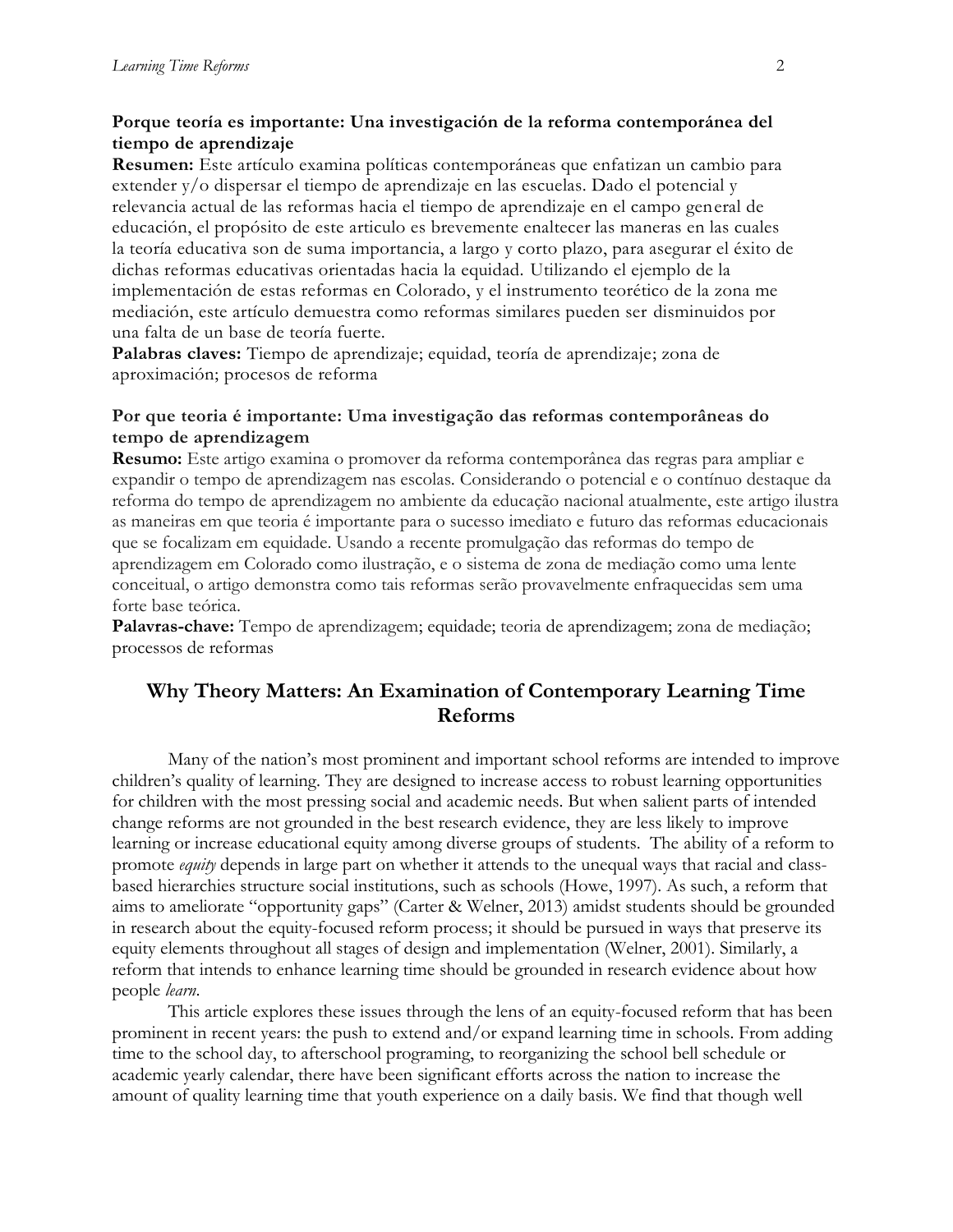**Porque teoría es importante: Una investigación de la reforma contemporánea del tiempo de aprendizaje**

**Resumen:** Este artículo examina políticas contemporáneas que enfatizan un cambio para extender y/o dispersar el tiempo de aprendizaje en las escuelas. Dado el potencial y relevancia actual de las reformas hacia el tiempo de aprendizaje en el campo general de educación, el propósito de este articulo es brevemente enaltecer las maneras en las cuales la teoría educativa son de suma importancia, a largo y corto plazo, para asegurar el éxito de dichas reformas educativas orientadas hacia la equidad. Utilizando el ejemplo de la implementación de estas reformas en Colorado, y el instrumento teorético de la zona me mediación, este artículo demuestra como reformas similares pueden ser disminuidos por una falta de un base de teoría fuerte.

**Palabras claves:** Tiempo de aprendizaje; equidad, teoría de aprendizaje; zona de aproximación; procesos de reforma

**Por que teoria é importante: Uma investigação das reformas contemporâneas do tempo de aprendizagem**

**Resumo:** Este artigo examina o promover da reforma contemporânea das regras para ampliar e expandir o tempo de aprendizagem nas escolas. Considerando o potencial e o contínuo destaque da reforma do tempo de aprendizagem no ambiente da educação nacional atualmente, este artigo ilustra as maneiras em que teoria é importante para o sucesso imediato e futuro das reformas educacionais que se focalizam em equidade. Usando a recente promulgação das reformas do tempo de aprendizagem em Colorado como ilustração, e o sistema de zona de mediação como uma lente conceitual, o artigo demonstra como tais reformas serão provavelmente enfraquecidas sem uma forte base teórica.

**Palavras-chave:** Tempo de aprendizagem; equidade; teoria de aprendizagem; zona de mediação; processos de reformas

## Why Theory Matters: An Examination of Contemporary Learning Time Reforms

Many of the nation's most prominent and important school reforms are intended to improve children's quality of learning. They are designed to increase access to robust learning opportunities for children with the most pressing social and academic needs. But when salient parts of intended change reforms are not grounded in the best research evidence, they are less likely to improve learning or increase educational equity among diverse groups of students. The ability of a reform to promote *equity* depends in large part on whether it attends to the unequal ways that racial and class-based hierarchies structure social institutions, such as schools (Howe, 1997). As such, a reform that aims to ameliorate "opportunity gaps" (Carter & Welner, 2013) amidst students should be grounded in research about the equity-focused reform process; it should be pursued in ways that preserve its equity elements throughout all stages of design and implementation (Welner, 2001). Similarly, a reform that intends to enhance learning time should be grounded in research evidence about how people *learn*.

This article explores these issues through the lens of an equity-focused reform that has been prominent in recent years: the push to extend and/or expand learning time in schools. From adding time to the school day, to afterschool programing, to reorganizing the school bell schedule or academic yearly calendar, there have been significant efforts across the nation to increase the amount of quality learning time that youth experience on a daily basis. We find that though well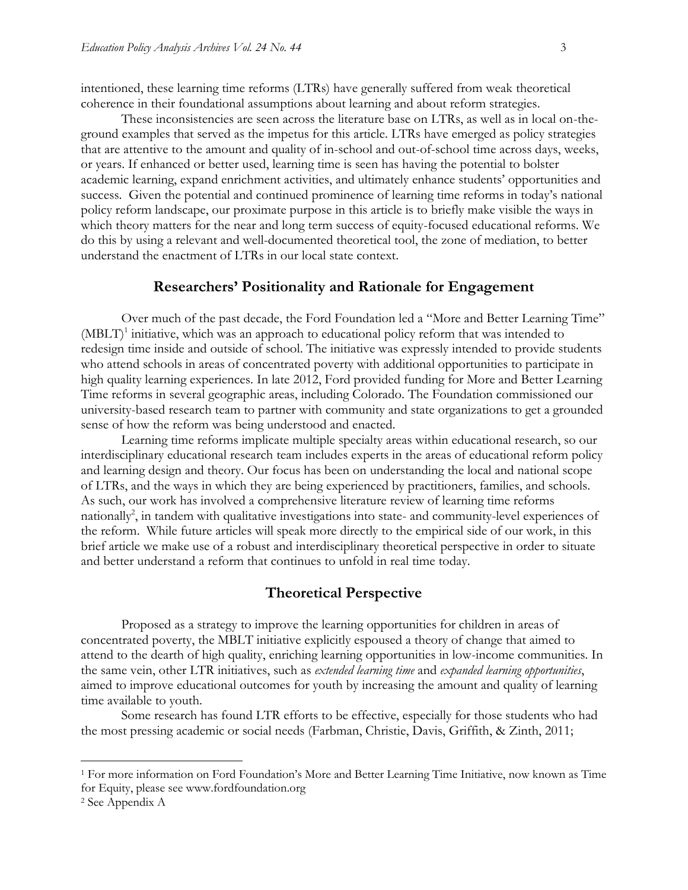intentioned, these learning time reforms (LTRs) have generally suffered from weak theoretical coherence in their foundational assumptions about learning and about reform strategies.

These inconsistencies are seen across the literature base on LTRs, as well as in local on-the-ground examples that served as the impetus for this article. LTRs have emerged as policy strategies that are attentive to the amount and quality of in-school and out-of-school time across days, weeks, or years. If enhanced or better used, learning time is seen has having the potential to bolster academic learning, expand enrichment activities, and ultimately enhance students' opportunities and success. Given the potential and continued prominence of learning time reforms in today's national policy reform landscape, our proximate purpose in this article is to briefly make visible the ways in which theory matters for the near and long term success of equity-focused educational reforms. We do this by using a relevant and well-documented theoretical tool, the zone of mediation, to better understand the enactment of LTRs in our local state context.

## Researchers' Positionality and Rationale for Engagement

Over much of the past decade, the Ford Foundation led a "More and Better Learning Time" (MBLT)[1] initiative, which was an approach to educational policy reform that was intended to redesign time inside and outside of school. The initiative was expressly intended to provide students who attend schools in areas of concentrated poverty with additional opportunities to participate in high quality learning experiences. In late 2012, Ford provided funding for More and Better Learning Time reforms in several geographic areas, including Colorado. The Foundation commissioned our university-based research team to partner with community and state organizations to get a grounded sense of how the reform was being understood and enacted.

Learning time reforms implicate multiple specialty areas within educational research, so our interdisciplinary educational research team includes experts in the areas of educational reform policy and learning design and theory. Our focus has been on understanding the local and national scope of LTRs, and the ways in which they are being experienced by practitioners, families, and schools. As such, our work has involved a comprehensive literature review of learning time reforms nationally[2], in tandem with qualitative investigations into state- and community-level experiences of the reform. While future articles will speak more directly to the empirical side of our work, in this brief article we make use of a robust and interdisciplinary theoretical perspective in order to situate and better understand a reform that continues to unfold in real time today.

## Theoretical Perspective

Proposed as a strategy to improve the learning opportunities for children in areas of concentrated poverty, the MBLT initiative explicitly espoused a theory of change that aimed to attend to the dearth of high quality, enriching learning opportunities in low-income communities. In the same vein, other LTR initiatives, such as *extended learning time* and *expanded learning opportunities*, aimed to improve educational outcomes for youth by increasing the amount and quality of learning time available to youth.

Some research has found LTR efforts to be effective, especially for those students who had the most pressing academic or social needs (Farbman, Christie, Davis, Griffith, & Zinth, 2011;

---

[1] For more information on Ford Foundation's More and Better Learning Time Initiative, now known as Time for Equity, please see www.fordfoundation.org

[2] See Appendix A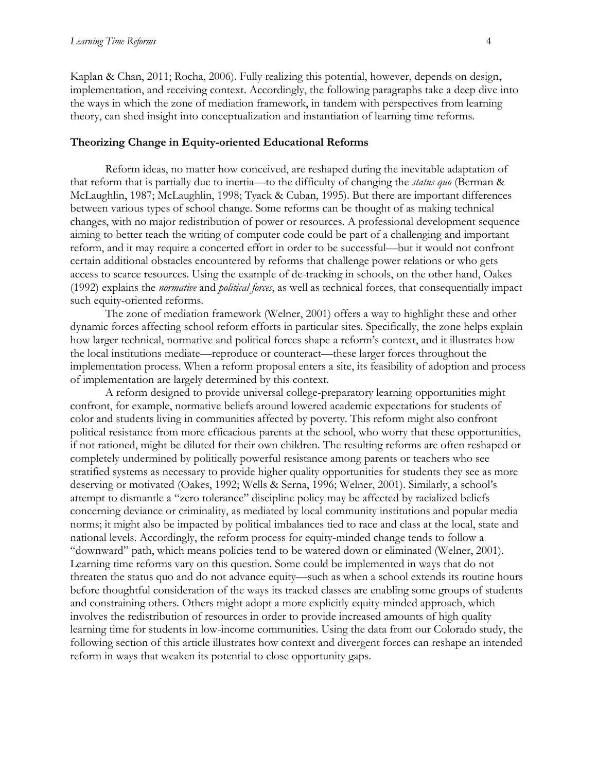Kaplan & Chan, 2011; Rocha, 2006). Fully realizing this potential, however, depends on design, implementation, and receiving context. Accordingly, the following paragraphs take a deep dive into the ways in which the zone of mediation framework, in tandem with perspectives from learning theory, can shed insight into conceptualization and instantiation of learning time reforms.

### Theorizing Change in Equity-oriented Educational Reforms

Reform ideas, no matter how conceived, are reshaped during the inevitable adaptation of that reform that is partially due to inertia—to the difficulty of changing the *status quo* (Berman & McLaughlin, 1987; McLaughlin, 1998; Tyack & Cuban, 1995). But there are important differences between various types of school change. Some reforms can be thought of as making technical changes, with no major redistribution of power or resources. A professional development sequence aiming to better teach the writing of computer code could be part of a challenging and important reform, and it may require a concerted effort in order to be successful—but it would not confront certain additional obstacles encountered by reforms that challenge power relations or who gets access to scarce resources. Using the example of de-tracking in schools, on the other hand, Oakes (1992) explains the *normative* and *political forces*, as well as technical forces, that consequentially impact such equity-oriented reforms.

The zone of mediation framework (Welner, 2001) offers a way to highlight these and other dynamic forces affecting school reform efforts in particular sites. Specifically, the zone helps explain how larger technical, normative and political forces shape a reform's context, and it illustrates how the local institutions mediate—reproduce or counteract—these larger forces throughout the implementation process. When a reform proposal enters a site, its feasibility of adoption and process of implementation are largely determined by this context.

A reform designed to provide universal college-preparatory learning opportunities might confront, for example, normative beliefs around lowered academic expectations for students of color and students living in communities affected by poverty. This reform might also confront political resistance from more efficacious parents at the school, who worry that these opportunities, if not rationed, might be diluted for their own children. The resulting reforms are often reshaped or completely undermined by politically powerful resistance among parents or teachers who see stratified systems as necessary to provide higher quality opportunities for students they see as more deserving or motivated (Oakes, 1992; Wells & Serna, 1996; Welner, 2001). Similarly, a school's attempt to dismantle a "zero tolerance" discipline policy may be affected by racialized beliefs concerning deviance or criminality, as mediated by local community institutions and popular media norms; it might also be impacted by political imbalances tied to race and class at the local, state and national levels. Accordingly, the reform process for equity-minded change tends to follow a "downward" path, which means policies tend to be watered down or eliminated (Welner, 2001). Learning time reforms vary on this question. Some could be implemented in ways that do not threaten the status quo and do not advance equity—such as when a school extends its routine hours before thoughtful consideration of the ways its tracked classes are enabling some groups of students and constraining others. Others might adopt a more explicitly equity-minded approach, which involves the redistribution of resources in order to provide increased amounts of high quality learning time for students in low-income communities. Using the data from our Colorado study, the following section of this article illustrates how context and divergent forces can reshape an intended reform in ways that weaken its potential to close opportunity gaps.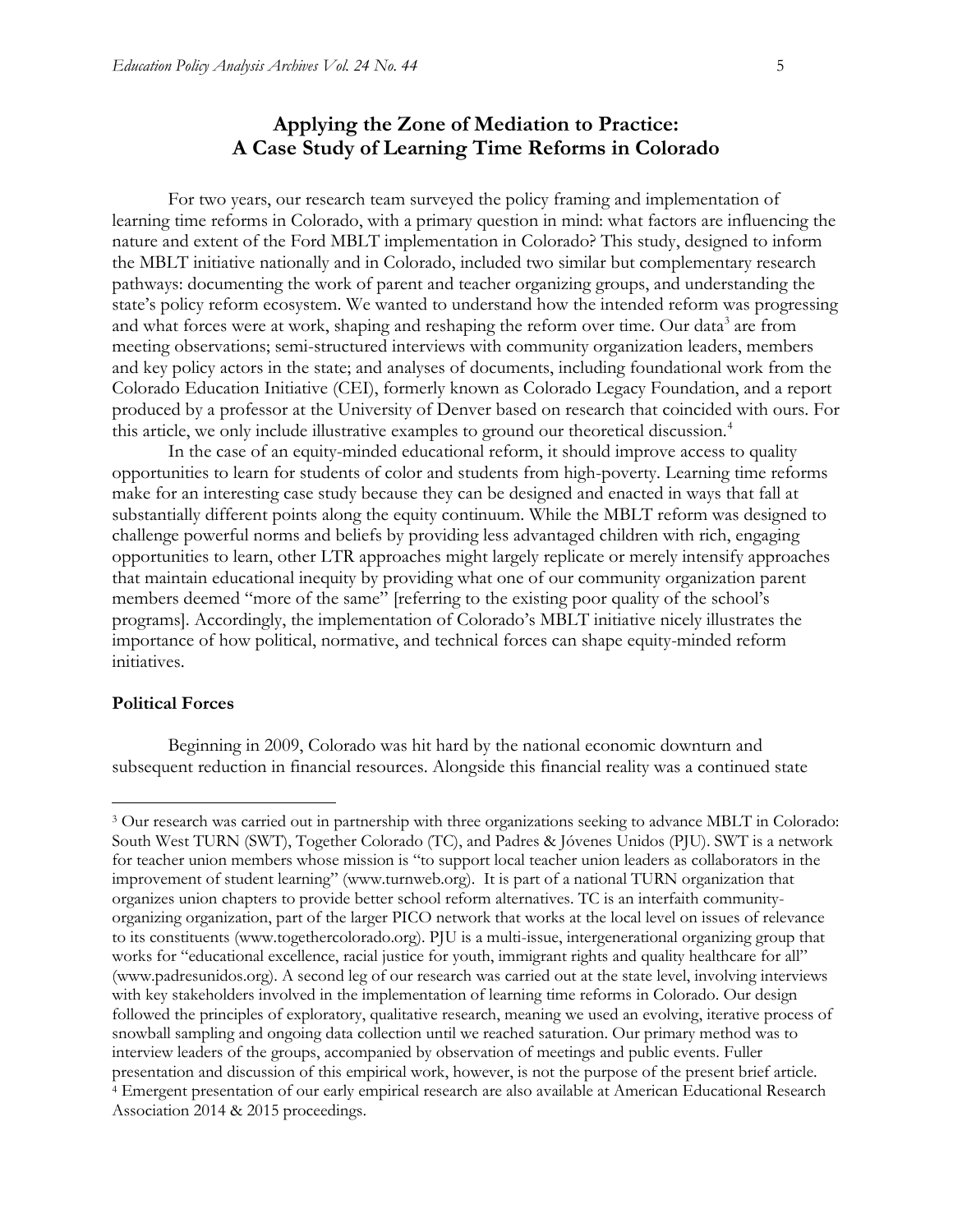## Applying the Zone of Mediation to Practice: A Case Study of Learning Time Reforms in Colorado

For two years, our research team surveyed the policy framing and implementation of learning time reforms in Colorado, with a primary question in mind: what factors are influencing the nature and extent of the Ford MBLT implementation in Colorado? This study, designed to inform the MBLT initiative nationally and in Colorado, included two similar but complementary research pathways: documenting the work of parent and teacher organizing groups, and understanding the state's policy reform ecosystem. We wanted to understand how the intended reform was progressing and what forces were at work, shaping and reshaping the reform over time. Our data[3] are from meeting observations; semi-structured interviews with community organization leaders, members and key policy actors in the state; and analyses of documents, including foundational work from the Colorado Education Initiative (CEI), formerly known as Colorado Legacy Foundation, and a report produced by a professor at the University of Denver based on research that coincided with ours. For this article, we only include illustrative examples to ground our theoretical discussion.[4]

In the case of an equity-minded educational reform, it should improve access to quality opportunities to learn for students of color and students from high-poverty. Learning time reforms make for an interesting case study because they can be designed and enacted in ways that fall at substantially different points along the equity continuum. While the MBLT reform was designed to challenge powerful norms and beliefs by providing less advantaged children with rich, engaging opportunities to learn, other LTR approaches might largely replicate or merely intensify approaches that maintain educational inequity by providing what one of our community organization parent members deemed "more of the same" [referring to the existing poor quality of the school's programs]. Accordingly, the implementation of Colorado's MBLT initiative nicely illustrates the importance of how political, normative, and technical forces can shape equity-minded reform initiatives.

### Political Forces

Beginning in 2009, Colorado was hit hard by the national economic downturn and subsequent reduction in financial resources. Alongside this financial reality was a continued state

---

[3] Our research was carried out in partnership with three organizations seeking to advance MBLT in Colorado: South West TURN (SWT), Together Colorado (TC), and Padres & Jóvenes Unidos (PJU). SWT is a network for teacher union members whose mission is "to support local teacher union leaders as collaborators in the improvement of student learning" (www.turnweb.org). It is part of a national TURN organization that organizes union chapters to provide better school reform alternatives. TC is an interfaith community-organizing organization, part of the larger PICO network that works at the local level on issues of relevance to its constituents (www.togethercolorado.org). PJU is a multi-issue, intergenerational organizing group that works for "educational excellence, racial justice for youth, immigrant rights and quality healthcare for all" (www.padresunidos.org). A second leg of our research was carried out at the state level, involving interviews with key stakeholders involved in the implementation of learning time reforms in Colorado. Our design followed the principles of exploratory, qualitative research, meaning we used an evolving, iterative process of snowball sampling and ongoing data collection until we reached saturation. Our primary method was to interview leaders of the groups, accompanied by observation of meetings and public events. Fuller presentation and discussion of this empirical work, however, is not the purpose of the present brief article.

[4] Emergent presentation of our early empirical research are also available at American Educational Research Association 2014 & 2015 proceedings.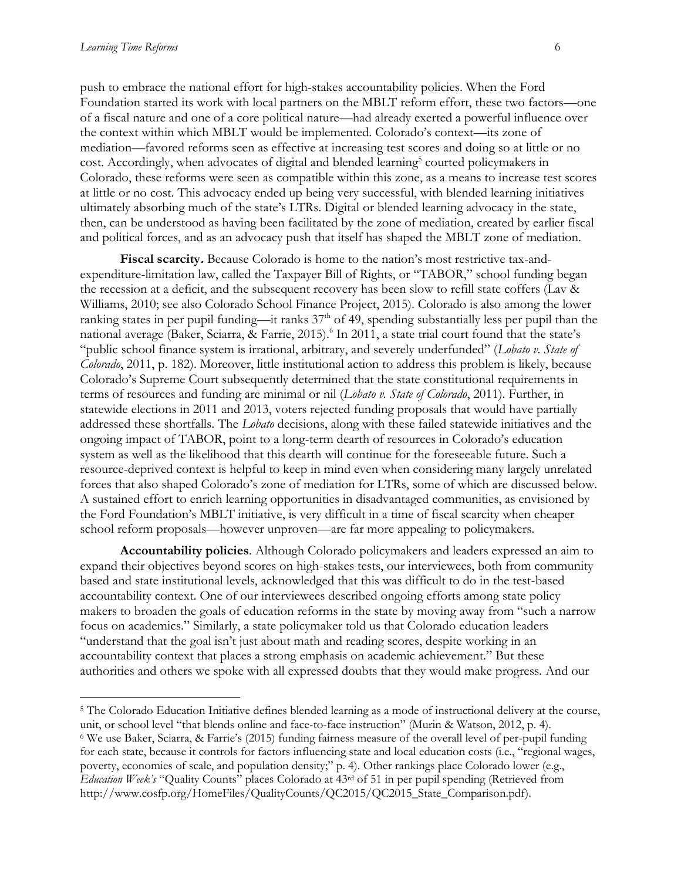push to embrace the national effort for high-stakes accountability policies. When the Ford Foundation started its work with local partners on the MBLT reform effort, these two factors—one of a fiscal nature and one of a core political nature—had already exerted a powerful influence over the context within which MBLT would be implemented. Colorado's context—its zone of mediation—favored reforms seen as effective at increasing test scores and doing so at little or no cost. Accordingly, when advocates of digital and blended learning[5] courted policymakers in Colorado, these reforms were seen as compatible within this zone, as a means to increase test scores at little or no cost. This advocacy ended up being very successful, with blended learning initiatives ultimately absorbing much of the state's LTRs. Digital or blended learning advocacy in the state, then, can be understood as having been facilitated by the zone of mediation, created by earlier fiscal and political forces, and as an advocacy push that itself has shaped the MBLT zone of mediation.

**Fiscal scarcity.** Because Colorado is home to the nation's most restrictive tax-and-expenditure-limitation law, called the Taxpayer Bill of Rights, or "TABOR," school funding began the recession at a deficit, and the subsequent recovery has been slow to refill state coffers (Lav & Williams, 2010; see also Colorado School Finance Project, 2015). Colorado is also among the lower ranking states in per pupil funding—it ranks 37th of 49, spending substantially less per pupil than the national average (Baker, Sciarra, & Farrie, 2015).[6] In 2011, a state trial court found that the state's "public school finance system is irrational, arbitrary, and severely underfunded" (*Lobato v. State of Colorado*, 2011, p. 182). Moreover, little institutional action to address this problem is likely, because Colorado's Supreme Court subsequently determined that the state constitutional requirements in terms of resources and funding are minimal or nil (*Lobato v. State of Colorado*, 2011). Further, in statewide elections in 2011 and 2013, voters rejected funding proposals that would have partially addressed these shortfalls. The *Lobato* decisions, along with these failed statewide initiatives and the ongoing impact of TABOR, point to a long-term dearth of resources in Colorado's education system as well as the likelihood that this dearth will continue for the foreseeable future. Such a resource-deprived context is helpful to keep in mind even when considering many largely unrelated forces that also shaped Colorado's zone of mediation for LTRs, some of which are discussed below. A sustained effort to enrich learning opportunities in disadvantaged communities, as envisioned by the Ford Foundation's MBLT initiative, is very difficult in a time of fiscal scarcity when cheaper school reform proposals—however unproven—are far more appealing to policymakers.

**Accountability policies**. Although Colorado policymakers and leaders expressed an aim to expand their objectives beyond scores on high-stakes tests, our interviewees, both from community based and state institutional levels, acknowledged that this was difficult to do in the test-based accountability context. One of our interviewees described ongoing efforts among state policy makers to broaden the goals of education reforms in the state by moving away from "such a narrow focus on academics." Similarly, a state policymaker told us that Colorado education leaders "understand that the goal isn't just about math and reading scores, despite working in an accountability context that places a strong emphasis on academic achievement." But these authorities and others we spoke with all expressed doubts that they would make progress. And our

[5] The Colorado Education Initiative defines blended learning as a mode of instructional delivery at the course, unit, or school level "that blends online and face-to-face instruction" (Murin & Watson, 2012, p. 4).

[6] We use Baker, Sciarra, & Farrie's (2015) funding fairness measure of the overall level of per-pupil funding for each state, because it controls for factors influencing state and local education costs (i.e., "regional wages, poverty, economies of scale, and population density;" p. 4). Other rankings place Colorado lower (e.g., *Education Week's* "Quality Counts" places Colorado at 43rd of 51 in per pupil spending (Retrieved from http://www.cosfp.org/HomeFiles/QualityCounts/QC2015/QC2015_State_Comparison.pdf).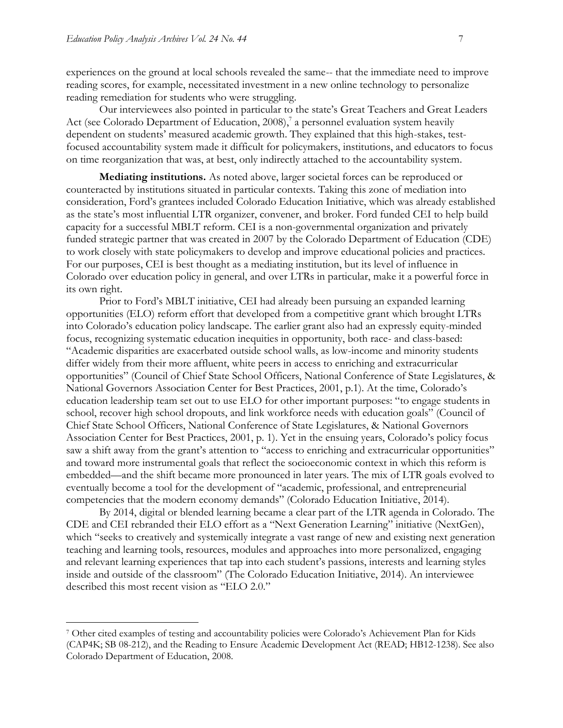experiences on the ground at local schools revealed the same-- that the immediate need to improve reading scores, for example, necessitated investment in a new online technology to personalize reading remediation for students who were struggling.

Our interviewees also pointed in particular to the state's Great Teachers and Great Leaders Act (see Colorado Department of Education, 2008),[7] a personnel evaluation system heavily dependent on students' measured academic growth. They explained that this high-stakes, test-focused accountability system made it difficult for policymakers, institutions, and educators to focus on time reorganization that was, at best, only indirectly attached to the accountability system.

**Mediating institutions.** As noted above, larger societal forces can be reproduced or counteracted by institutions situated in particular contexts. Taking this zone of mediation into consideration, Ford's grantees included Colorado Education Initiative, which was already established as the state's most influential LTR organizer, convener, and broker. Ford funded CEI to help build capacity for a successful MBLT reform. CEI is a non-governmental organization and privately funded strategic partner that was created in 2007 by the Colorado Department of Education (CDE) to work closely with state policymakers to develop and improve educational policies and practices. For our purposes, CEI is best thought as a mediating institution, but its level of influence in Colorado over education policy in general, and over LTRs in particular, make it a powerful force in its own right.

Prior to Ford's MBLT initiative, CEI had already been pursuing an expanded learning opportunities (ELO) reform effort that developed from a competitive grant which brought LTRs into Colorado's education policy landscape. The earlier grant also had an expressly equity-minded focus, recognizing systematic education inequities in opportunity, both race- and class-based: "Academic disparities are exacerbated outside school walls, as low-income and minority students differ widely from their more affluent, white peers in access to enriching and extracurricular opportunities" (Council of Chief State School Officers, National Conference of State Legislatures, & National Governors Association Center for Best Practices, 2001, p.1). At the time, Colorado's education leadership team set out to use ELO for other important purposes: "to engage students in school, recover high school dropouts, and link workforce needs with education goals" (Council of Chief State School Officers, National Conference of State Legislatures, & National Governors Association Center for Best Practices, 2001, p. 1). Yet in the ensuing years, Colorado's policy focus saw a shift away from the grant's attention to "access to enriching and extracurricular opportunities" and toward more instrumental goals that reflect the socioeconomic context in which this reform is embedded—and the shift became more pronounced in later years. The mix of LTR goals evolved to eventually become a tool for the development of "academic, professional, and entrepreneurial competencies that the modern economy demands" (Colorado Education Initiative, 2014).

By 2014, digital or blended learning became a clear part of the LTR agenda in Colorado. The CDE and CEI rebranded their ELO effort as a "Next Generation Learning" initiative (NextGen), which "seeks to creatively and systemically integrate a vast range of new and existing next generation teaching and learning tools, resources, modules and approaches into more personalized, engaging and relevant learning experiences that tap into each student's passions, interests and learning styles inside and outside of the classroom" (The Colorado Education Initiative, 2014). An interviewee described this most recent vision as "ELO 2.0."

[7] Other cited examples of testing and accountability policies were Colorado's Achievement Plan for Kids (CAP4K; SB 08-212), and the Reading to Ensure Academic Development Act (READ; HB12-1238). See also Colorado Department of Education, 2008.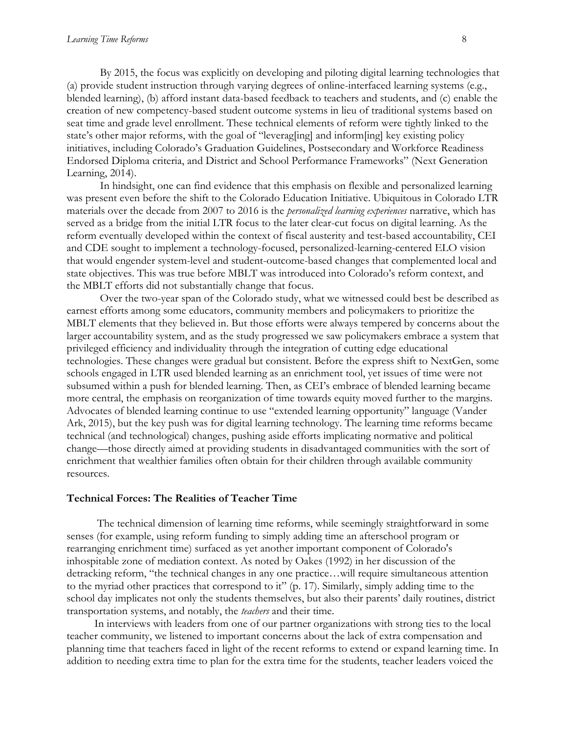By 2015, the focus was explicitly on developing and piloting digital learning technologies that (a) provide student instruction through varying degrees of online-interfaced learning systems (e.g., blended learning), (b) afford instant data-based feedback to teachers and students, and (c) enable the creation of new competency-based student outcome systems in lieu of traditional systems based on seat time and grade level enrollment. These technical elements of reform were tightly linked to the state's other major reforms, with the goal of "leverag[ing] and inform[ing] key existing policy initiatives, including Colorado's Graduation Guidelines, Postsecondary and Workforce Readiness Endorsed Diploma criteria, and District and School Performance Frameworks" (Next Generation Learning, 2014).

In hindsight, one can find evidence that this emphasis on flexible and personalized learning was present even before the shift to the Colorado Education Initiative. Ubiquitous in Colorado LTR materials over the decade from 2007 to 2016 is the *personalized learning experiences* narrative, which has served as a bridge from the initial LTR focus to the later clear-cut focus on digital learning. As the reform eventually developed within the context of fiscal austerity and test-based accountability, CEI and CDE sought to implement a technology-focused, personalized-learning-centered ELO vision that would engender system-level and student-outcome-based changes that complemented local and state objectives. This was true before MBLT was introduced into Colorado's reform context, and the MBLT efforts did not substantially change that focus.

Over the two-year span of the Colorado study, what we witnessed could best be described as earnest efforts among some educators, community members and policymakers to prioritize the MBLT elements that they believed in. But those efforts were always tempered by concerns about the larger accountability system, and as the study progressed we saw policymakers embrace a system that privileged efficiency and individuality through the integration of cutting edge educational technologies. These changes were gradual but consistent. Before the express shift to NextGen, some schools engaged in LTR used blended learning as an enrichment tool, yet issues of time were not subsumed within a push for blended learning. Then, as CEI's embrace of blended learning became more central, the emphasis on reorganization of time towards equity moved further to the margins. Advocates of blended learning continue to use "extended learning opportunity" language (Vander Ark, 2015), but the key push was for digital learning technology. The learning time reforms became technical (and technological) changes, pushing aside efforts implicating normative and political change—those directly aimed at providing students in disadvantaged communities with the sort of enrichment that wealthier families often obtain for their children through available community resources.

### Technical Forces: The Realities of Teacher Time

The technical dimension of learning time reforms, while seemingly straightforward in some senses (for example, using reform funding to simply adding time an afterschool program or rearranging enrichment time) surfaced as yet another important component of Colorado's inhospitable zone of mediation context. As noted by Oakes (1992) in her discussion of the detracking reform, "the technical changes in any one practice…will require simultaneous attention to the myriad other practices that correspond to it" (p. 17). Similarly, simply adding time to the school day implicates not only the students themselves, but also their parents' daily routines, district transportation systems, and notably, the *teachers* and their time.

In interviews with leaders from one of our partner organizations with strong ties to the local teacher community, we listened to important concerns about the lack of extra compensation and planning time that teachers faced in light of the recent reforms to extend or expand learning time. In addition to needing extra time to plan for the extra time for the students, teacher leaders voiced the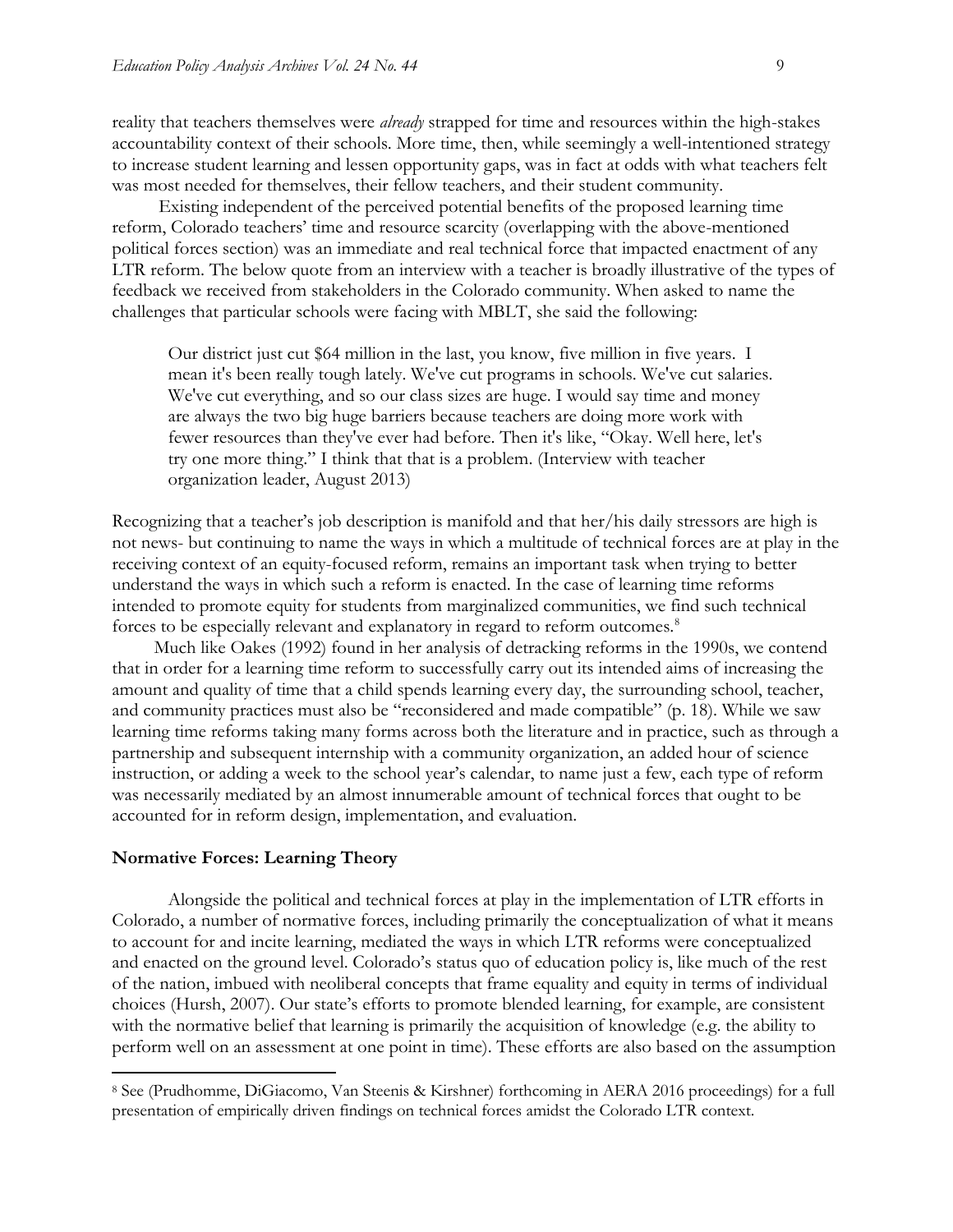reality that teachers themselves were *already* strapped for time and resources within the high-stakes accountability context of their schools. More time, then, while seemingly a well-intentioned strategy to increase student learning and lessen opportunity gaps, was in fact at odds with what teachers felt was most needed for themselves, their fellow teachers, and their student community.

Existing independent of the perceived potential benefits of the proposed learning time reform, Colorado teachers' time and resource scarcity (overlapping with the above-mentioned political forces section) was an immediate and real technical force that impacted enactment of any LTR reform. The below quote from an interview with a teacher is broadly illustrative of the types of feedback we received from stakeholders in the Colorado community. When asked to name the challenges that particular schools were facing with MBLT, she said the following:

> Our district just cut $64 million in the last, you know, five million in five years. I mean it's been really tough lately. We've cut programs in schools. We've cut salaries. We've cut everything, and so our class sizes are huge. I would say time and money are always the two big huge barriers because teachers are doing more work with fewer resources than they've ever had before. Then it's like, "Okay. Well here, let's try one more thing." I think that that is a problem. (Interview with teacher organization leader, August 2013)

Recognizing that a teacher's job description is manifold and that her/his daily stressors are high is not news- but continuing to name the ways in which a multitude of technical forces are at play in the receiving context of an equity-focused reform, remains an important task when trying to better understand the ways in which such a reform is enacted. In the case of learning time reforms intended to promote equity for students from marginalized communities, we find such technical forces to be especially relevant and explanatory in regard to reform outcomes.[8]

Much like Oakes (1992) found in her analysis of detracking reforms in the 1990s, we contend that in order for a learning time reform to successfully carry out its intended aims of increasing the amount and quality of time that a child spends learning every day, the surrounding school, teacher, and community practices must also be "reconsidered and made compatible" (p. 18). While we saw learning time reforms taking many forms across both the literature and in practice, such as through a partnership and subsequent internship with a community organization, an added hour of science instruction, or adding a week to the school year's calendar, to name just a few, each type of reform was necessarily mediated by an almost innumerable amount of technical forces that ought to be accounted for in reform design, implementation, and evaluation.

### Normative Forces: Learning Theory

Alongside the political and technical forces at play in the implementation of LTR efforts in Colorado, a number of normative forces, including primarily the conceptualization of what it means to account for and incite learning, mediated the ways in which LTR reforms were conceptualized and enacted on the ground level. Colorado's status quo of education policy is, like much of the rest of the nation, imbued with neoliberal concepts that frame equality and equity in terms of individual choices (Hursh, 2007). Our state's efforts to promote blended learning, for example, are consistent with the normative belief that learning is primarily the acquisition of knowledge (e.g. the ability to perform well on an assessment at one point in time). These efforts are also based on the assumption

---

[8] See (Prudhomme, DiGiacomo, Van Steenis & Kirshner) forthcoming in AERA 2016 proceedings) for a full presentation of empirically driven findings on technical forces amidst the Colorado LTR context.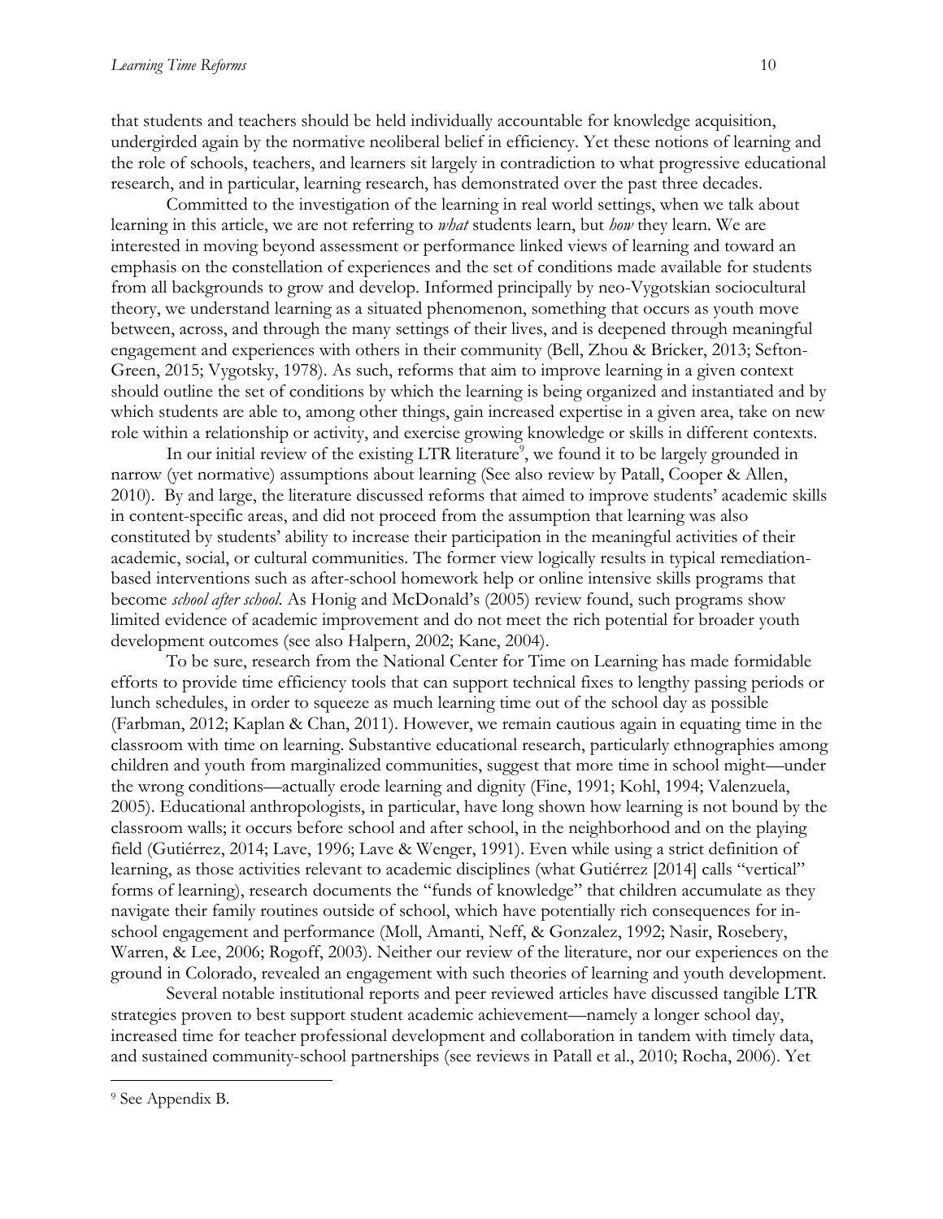that students and teachers should be held individually accountable for knowledge acquisition, undergirded again by the normative neoliberal belief in efficiency. Yet these notions of learning and the role of schools, teachers, and learners sit largely in contradiction to what progressive educational research, and in particular, learning research, has demonstrated over the past three decades.

Committed to the investigation of the learning in real world settings, when we talk about learning in this article, we are not referring to *what* students learn, but *how* they learn. We are interested in moving beyond assessment or performance linked views of learning and toward an emphasis on the constellation of experiences and the set of conditions made available for students from all backgrounds to grow and develop. Informed principally by neo-Vygotskian sociocultural theory, we understand learning as a situated phenomenon, something that occurs as youth move between, across, and through the many settings of their lives, and is deepened through meaningful engagement and experiences with others in their community (Bell, Zhou & Bricker, 2013; Sefton-Green, 2015; Vygotsky, 1978). As such, reforms that aim to improve learning in a given context should outline the set of conditions by which the learning is being organized and instantiated and by which students are able to, among other things, gain increased expertise in a given area, take on new role within a relationship or activity, and exercise growing knowledge or skills in different contexts.

In our initial review of the existing LTR literature[9], we found it to be largely grounded in narrow (yet normative) assumptions about learning (See also review by Patall, Cooper & Allen, 2010). By and large, the literature discussed reforms that aimed to improve students' academic skills in content-specific areas, and did not proceed from the assumption that learning was also constituted by students' ability to increase their participation in the meaningful activities of their academic, social, or cultural communities. The former view logically results in typical remediation-based interventions such as after-school homework help or online intensive skills programs that become *school after school*. As Honig and McDonald's (2005) review found, such programs show limited evidence of academic improvement and do not meet the rich potential for broader youth development outcomes (see also Halpern, 2002; Kane, 2004).

To be sure, research from the National Center for Time on Learning has made formidable efforts to provide time efficiency tools that can support technical fixes to lengthy passing periods or lunch schedules, in order to squeeze as much learning time out of the school day as possible (Farbman, 2012; Kaplan & Chan, 2011). However, we remain cautious again in equating time in the classroom with time on learning. Substantive educational research, particularly ethnographies among children and youth from marginalized communities, suggest that more time in school might—under the wrong conditions—actually erode learning and dignity (Fine, 1991; Kohl, 1994; Valenzuela, 2005). Educational anthropologists, in particular, have long shown how learning is not bound by the classroom walls; it occurs before school and after school, in the neighborhood and on the playing field (Gutiérrez, 2014; Lave, 1996; Lave & Wenger, 1991). Even while using a strict definition of learning, as those activities relevant to academic disciplines (what Gutiérrez [2014] calls "vertical" forms of learning), research documents the "funds of knowledge" that children accumulate as they navigate their family routines outside of school, which have potentially rich consequences for in-school engagement and performance (Moll, Amanti, Neff, & Gonzalez, 1992; Nasir, Rosebery, Warren, & Lee, 2006; Rogoff, 2003). Neither our review of the literature, nor our experiences on the ground in Colorado, revealed an engagement with such theories of learning and youth development.

Several notable institutional reports and peer reviewed articles have discussed tangible LTR strategies proven to best support student academic achievement—namely a longer school day, increased time for teacher professional development and collaboration in tandem with timely data, and sustained community-school partnerships (see reviews in Patall et al., 2010; Rocha, 2006). Yet

---

[9] See Appendix B.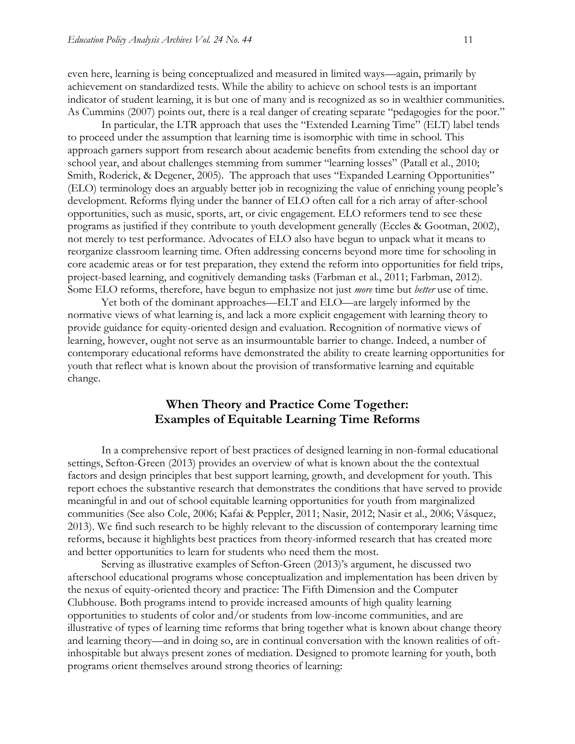even here, learning is being conceptualized and measured in limited ways—again, primarily by achievement on standardized tests. While the ability to achieve on school tests is an important indicator of student learning, it is but one of many and is recognized as so in wealthier communities. As Cummins (2007) points out, there is a real danger of creating separate "pedagogies for the poor."

In particular, the LTR approach that uses the "Extended Learning Time" (ELT) label tends to proceed under the assumption that learning time is isomorphic with time in school. This approach garners support from research about academic benefits from extending the school day or school year, and about challenges stemming from summer "learning losses" (Patall et al., 2010; Smith, Roderick, & Degener, 2005). The approach that uses "Expanded Learning Opportunities" (ELO) terminology does an arguably better job in recognizing the value of enriching young people's development. Reforms flying under the banner of ELO often call for a rich array of after-school opportunities, such as music, sports, art, or civic engagement. ELO reformers tend to see these programs as justified if they contribute to youth development generally (Eccles & Gootman, 2002), not merely to test performance. Advocates of ELO also have begun to unpack what it means to reorganize classroom learning time. Often addressing concerns beyond more time for schooling in core academic areas or for test preparation, they extend the reform into opportunities for field trips, project-based learning, and cognitively demanding tasks (Farbman et al., 2011; Farbman, 2012). Some ELO reforms, therefore, have begun to emphasize not just *more* time but *better* use of time.

Yet both of the dominant approaches—ELT and ELO—are largely informed by the normative views of what learning is, and lack a more explicit engagement with learning theory to provide guidance for equity-oriented design and evaluation. Recognition of normative views of learning, however, ought not serve as an insurmountable barrier to change. Indeed, a number of contemporary educational reforms have demonstrated the ability to create learning opportunities for youth that reflect what is known about the provision of transformative learning and equitable change.

## When Theory and Practice Come Together: Examples of Equitable Learning Time Reforms

In a comprehensive report of best practices of designed learning in non-formal educational settings, Sefton-Green (2013) provides an overview of what is known about the the contextual factors and design principles that best support learning, growth, and development for youth. This report echoes the substantive research that demonstrates the conditions that have served to provide meaningful in and out of school equitable learning opportunities for youth from marginalized communities (See also Cole, 2006; Kafai & Peppler, 2011; Nasir, 2012; Nasir et al., 2006; Vásquez, 2013). We find such research to be highly relevant to the discussion of contemporary learning time reforms, because it highlights best practices from theory-informed research that has created more and better opportunities to learn for students who need them the most.

Serving as illustrative examples of Sefton-Green (2013)'s argument, he discussed two afterschool educational programs whose conceptualization and implementation has been driven by the nexus of equity-oriented theory and practice: The Fifth Dimension and the Computer Clubhouse. Both programs intend to provide increased amounts of high quality learning opportunities to students of color and/or students from low-income communities, and are illustrative of types of learning time reforms that bring together what is known about change theory and learning theory—and in doing so, are in continual conversation with the known realities of oft-inhospitable but always present zones of mediation. Designed to promote learning for youth, both programs orient themselves around strong theories of learning: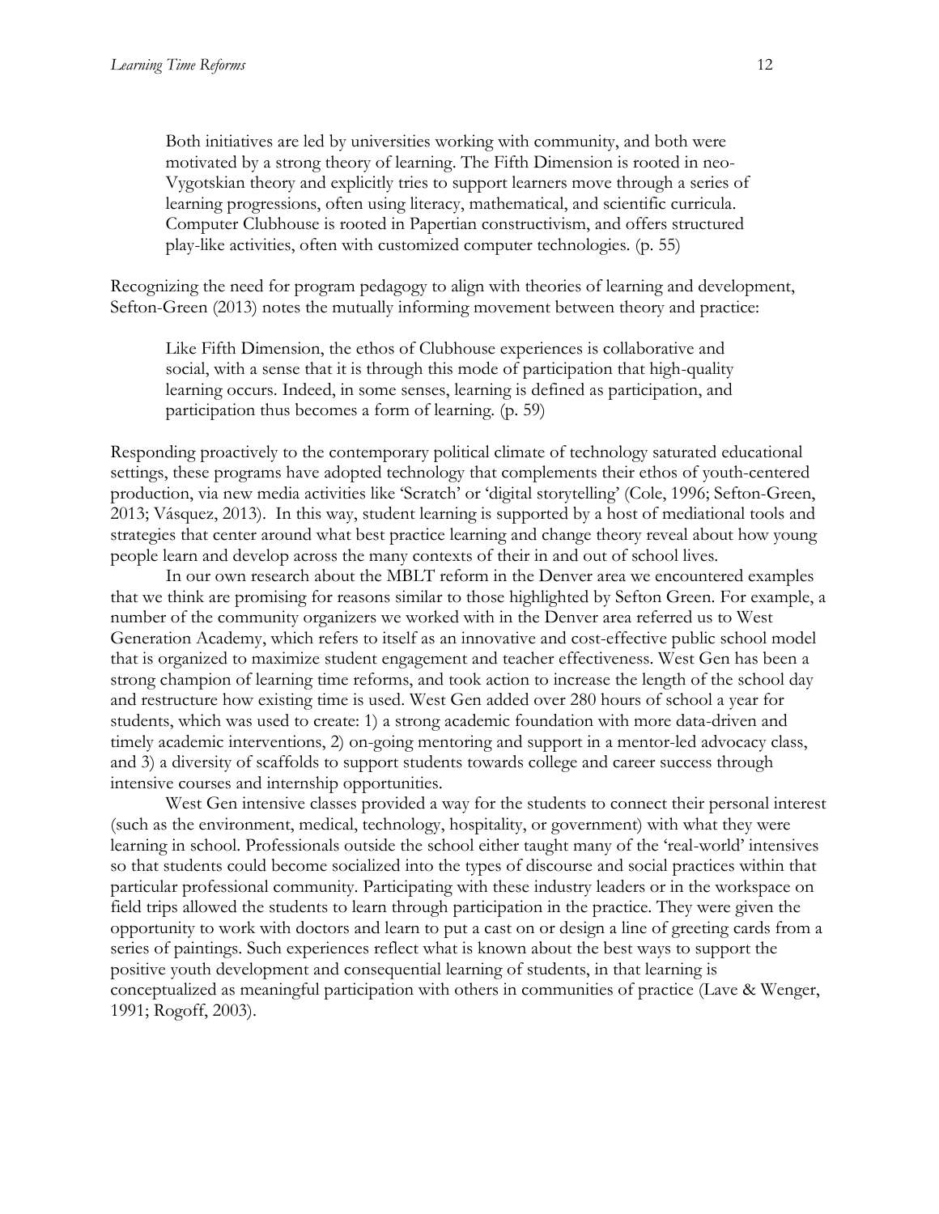> Both initiatives are led by universities working with community, and both were motivated by a strong theory of learning. The Fifth Dimension is rooted in neo-Vygotskian theory and explicitly tries to support learners move through a series of learning progressions, often using literacy, mathematical, and scientific curricula. Computer Clubhouse is rooted in Papertian constructivism, and offers structured play-like activities, often with customized computer technologies. (p. 55)

Recognizing the need for program pedagogy to align with theories of learning and development, Sefton-Green (2013) notes the mutually informing movement between theory and practice:

> Like Fifth Dimension, the ethos of Clubhouse experiences is collaborative and social, with a sense that it is through this mode of participation that high-quality learning occurs. Indeed, in some senses, learning is defined as participation, and participation thus becomes a form of learning. (p. 59)

Responding proactively to the contemporary political climate of technology saturated educational settings, these programs have adopted technology that complements their ethos of youth-centered production, via new media activities like 'Scratch' or 'digital storytelling' (Cole, 1996; Sefton-Green, 2013; Vásquez, 2013). In this way, student learning is supported by a host of mediational tools and strategies that center around what best practice learning and change theory reveal about how young people learn and develop across the many contexts of their in and out of school lives.

In our own research about the MBLT reform in the Denver area we encountered examples that we think are promising for reasons similar to those highlighted by Sefton Green. For example, a number of the community organizers we worked with in the Denver area referred us to West Generation Academy, which refers to itself as an innovative and cost-effective public school model that is organized to maximize student engagement and teacher effectiveness. West Gen has been a strong champion of learning time reforms, and took action to increase the length of the school day and restructure how existing time is used. West Gen added over 280 hours of school a year for students, which was used to create: 1) a strong academic foundation with more data-driven and timely academic interventions, 2) on-going mentoring and support in a mentor-led advocacy class, and 3) a diversity of scaffolds to support students towards college and career success through intensive courses and internship opportunities.

West Gen intensive classes provided a way for the students to connect their personal interest (such as the environment, medical, technology, hospitality, or government) with what they were learning in school. Professionals outside the school either taught many of the 'real-world' intensives so that students could become socialized into the types of discourse and social practices within that particular professional community. Participating with these industry leaders or in the workspace on field trips allowed the students to learn through participation in the practice. They were given the opportunity to work with doctors and learn to put a cast on or design a line of greeting cards from a series of paintings. Such experiences reflect what is known about the best ways to support the positive youth development and consequential learning of students, in that learning is conceptualized as meaningful participation with others in communities of practice (Lave & Wenger, 1991; Rogoff, 2003).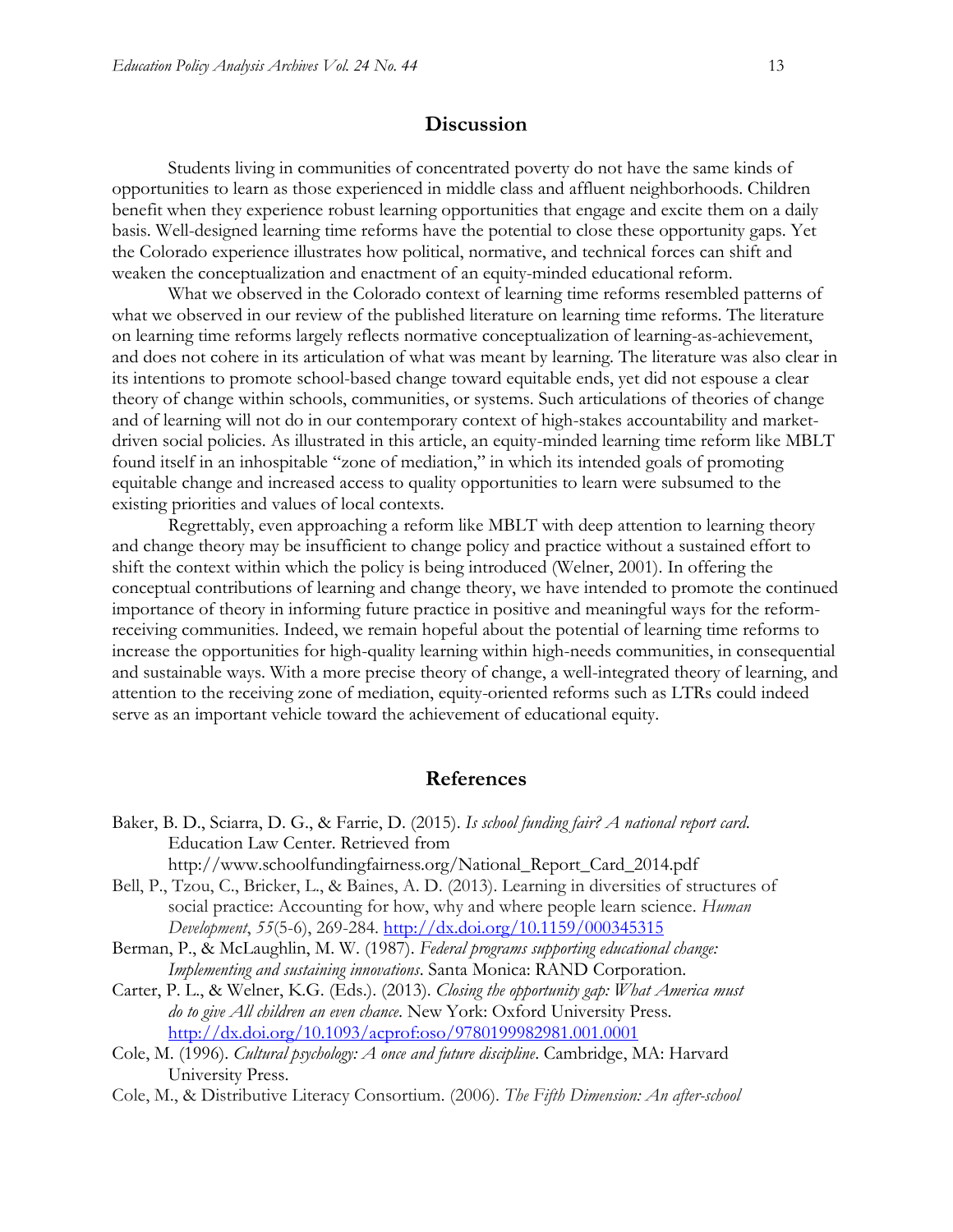## Discussion

Students living in communities of concentrated poverty do not have the same kinds of opportunities to learn as those experienced in middle class and affluent neighborhoods. Children benefit when they experience robust learning opportunities that engage and excite them on a daily basis. Well-designed learning time reforms have the potential to close these opportunity gaps. Yet the Colorado experience illustrates how political, normative, and technical forces can shift and weaken the conceptualization and enactment of an equity-minded educational reform.

What we observed in the Colorado context of learning time reforms resembled patterns of what we observed in our review of the published literature on learning time reforms. The literature on learning time reforms largely reflects normative conceptualization of learning-as-achievement, and does not cohere in its articulation of what was meant by learning. The literature was also clear in its intentions to promote school-based change toward equitable ends, yet did not espouse a clear theory of change within schools, communities, or systems. Such articulations of theories of change and of learning will not do in our contemporary context of high-stakes accountability and market-driven social policies. As illustrated in this article, an equity-minded learning time reform like MBLT found itself in an inhospitable "zone of mediation," in which its intended goals of promoting equitable change and increased access to quality opportunities to learn were subsumed to the existing priorities and values of local contexts.

Regrettably, even approaching a reform like MBLT with deep attention to learning theory and change theory may be insufficient to change policy and practice without a sustained effort to shift the context within which the policy is being introduced (Welner, 2001). In offering the conceptual contributions of learning and change theory, we have intended to promote the continued importance of theory in informing future practice in positive and meaningful ways for the reform-receiving communities. Indeed, we remain hopeful about the potential of learning time reforms to increase the opportunities for high-quality learning within high-needs communities, in consequential and sustainable ways. With a more precise theory of change, a well-integrated theory of learning, and attention to the receiving zone of mediation, equity-oriented reforms such as LTRs could indeed serve as an important vehicle toward the achievement of educational equity.

## References

Baker, B. D., Sciarra, D. G., & Farrie, D. (2015). *Is school funding fair? A national report card.* Education Law Center. Retrieved from http://www.schoolfundingfairness.org/National_Report_Card_2014.pdf

Bell, P., Tzou, C., Bricker, L., & Baines, A. D. (2013). Learning in diversities of structures of social practice: Accounting for how, why and where people learn science. *Human Development*, *55*(5-6), 269-284. http://dx.doi.org/10.1159/000345315

Berman, P., & McLaughlin, M. W. (1987). *Federal programs supporting educational change: Implementing and sustaining innovations*. Santa Monica: RAND Corporation.

Carter, P. L., & Welner, K.G. (Eds.). (2013). *Closing the opportunity gap: What America must do to give All children an even chance*. New York: Oxford University Press. http://dx.doi.org/10.1093/acprof:oso/9780199982981.001.0001

Cole, M. (1996). *Cultural psychology: A once and future discipline*. Cambridge, MA: Harvard University Press.

Cole, M., & Distributive Literacy Consortium. (2006). *The Fifth Dimension: An after-school*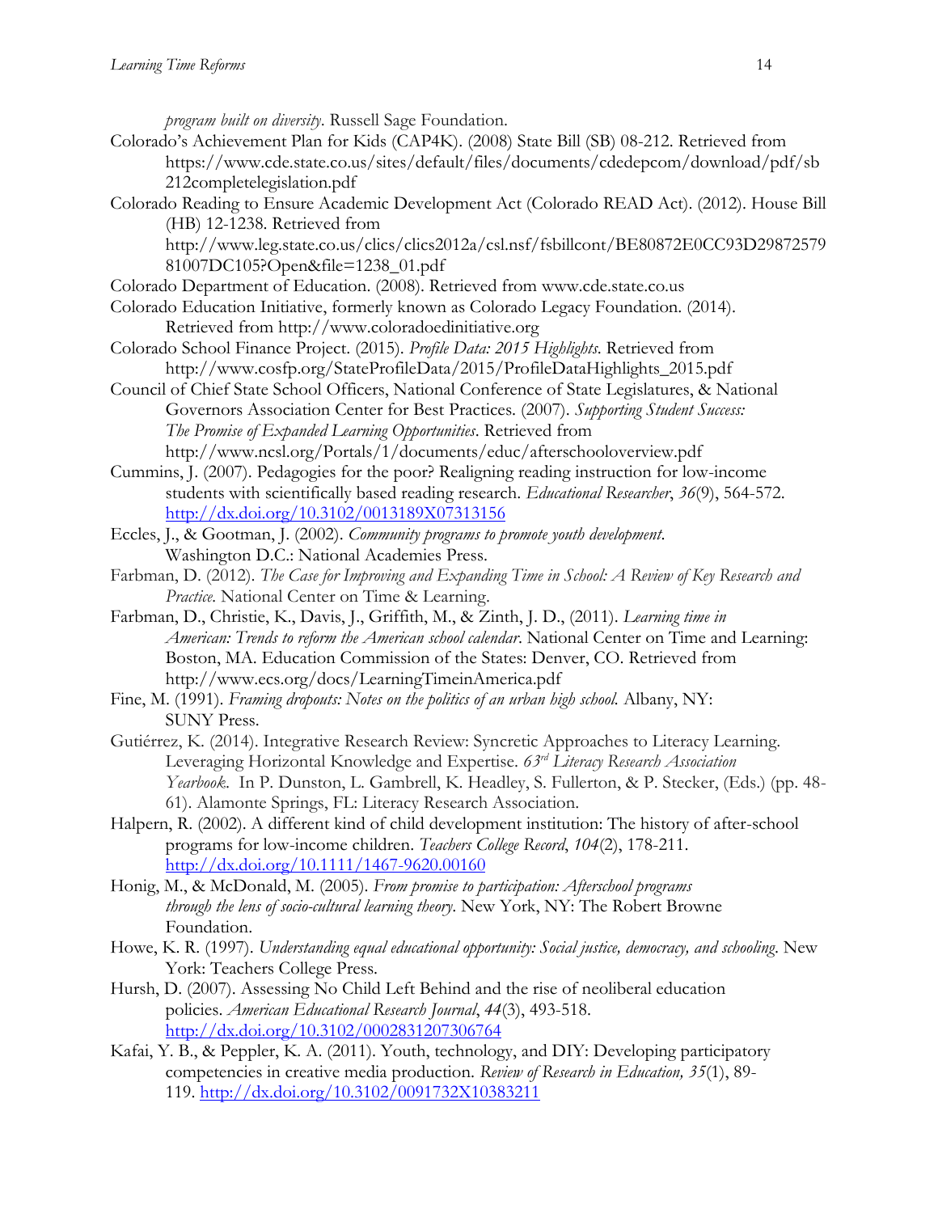*program built on diversity*. Russell Sage Foundation.

Colorado's Achievement Plan for Kids (CAP4K). (2008) State Bill (SB) 08-212. Retrieved from https://www.cde.state.co.us/sites/default/files/documents/cdedepcom/download/pdf/sb212completelegislation.pdf

Colorado Reading to Ensure Academic Development Act (Colorado READ Act). (2012). House Bill (HB) 12-1238. Retrieved from http://www.leg.state.co.us/clics/clics2012a/csl.nsf/fsbillcont/BE80872E0CC93D2987257981007DC105?Open&file=1238_01.pdf

Colorado Department of Education. (2008). Retrieved from www.cde.state.co.us

Colorado Education Initiative, formerly known as Colorado Legacy Foundation. (2014). Retrieved from http://www.coloradoedinitiative.org

Colorado School Finance Project. (2015). *Profile Data: 2015 Highlights*. Retrieved from http://www.cosfp.org/StateProfileData/2015/ProfileDataHighlights_2015.pdf

Council of Chief State School Officers, National Conference of State Legislatures, & National Governors Association Center for Best Practices. (2007). *Supporting Student Success: The Promise of Expanded Learning Opportunities*. Retrieved from http://www.ncsl.org/Portals/1/documents/educ/afterschooloverview.pdf

Cummins, J. (2007). Pedagogies for the poor? Realigning reading instruction for low-income students with scientifically based reading research. *Educational Researcher*, *36*(9), 564-572. http://dx.doi.org/10.3102/0013189X07313156

Eccles, J., & Gootman, J. (2002). *Community programs to promote youth development*. Washington D.C.: National Academies Press.

Farbman, D. (2012). *The Case for Improving and Expanding Time in School: A Review of Key Research and Practice*. National Center on Time & Learning.

Farbman, D., Christie, K., Davis, J., Griffith, M., & Zinth, J. D., (2011). *Learning time in American: Trends to reform the American school calendar*. National Center on Time and Learning: Boston, MA. Education Commission of the States: Denver, CO. Retrieved from http://www.ecs.org/docs/LearningTimeinAmerica.pdf

Fine, M. (1991). *Framing dropouts: Notes on the politics of an urban high school.* Albany, NY: SUNY Press.

Gutiérrez, K. (2014). Integrative Research Review: Syncretic Approaches to Literacy Learning. Leveraging Horizontal Knowledge and Expertise. *63rd Literacy Research Association Yearbook*. In P. Dunston, L. Gambrell, K. Headley, S. Fullerton, & P. Stecker, (Eds.) (pp. 48-61). Alamonte Springs, FL: Literacy Research Association.

Halpern, R. (2002). A different kind of child development institution: The history of after-school programs for low-income children. *Teachers College Record*, *104*(2), 178-211. http://dx.doi.org/10.1111/1467-9620.00160

Honig, M., & McDonald, M. (2005). *From promise to participation: Afterschool programs through the lens of socio-cultural learning theory*. New York, NY: The Robert Browne Foundation.

Howe, K. R. (1997). *Understanding equal educational opportunity: Social justice, democracy, and schooling*. New York: Teachers College Press.

Hursh, D. (2007). Assessing No Child Left Behind and the rise of neoliberal education policies. *American Educational Research Journal*, *44*(3), 493-518. http://dx.doi.org/10.3102/0002831207306764

Kafai, Y. B., & Peppler, K. A. (2011). Youth, technology, and DIY: Developing participatory competencies in creative media production. *Review of Research in Education, 35*(1), 89-119. http://dx.doi.org/10.3102/0091732X10383211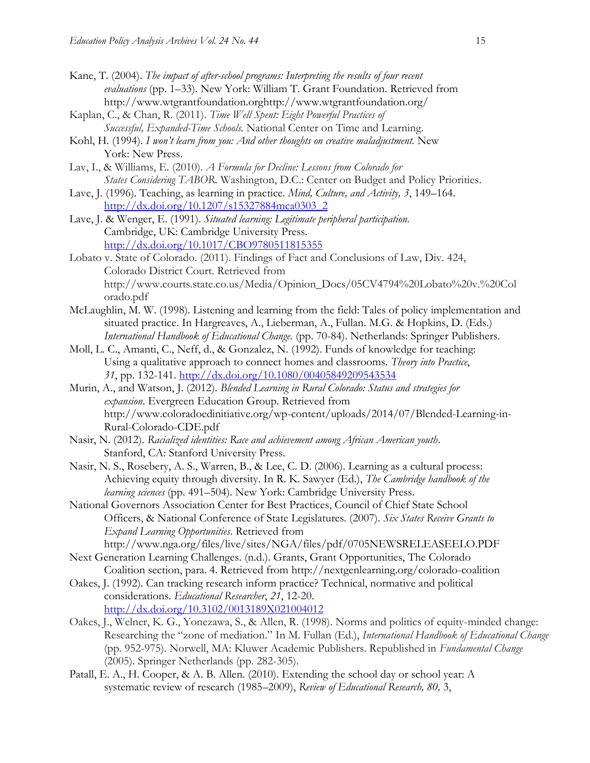Kane, T. (2004). *The impact of after-school programs: Interpreting the results of four recent evaluations* (pp. 1–33). New York: William T. Grant Foundation. Retrieved from http://www.wtgrantfoundation.orghttp://www.wtgrantfoundation.org/

Kaplan, C., & Chan, R. (2011). *Time Well Spent: Eight Powerful Practices of Successful, Expanded-Time Schools.* National Center on Time and Learning.

Kohl, H. (1994). *I won't learn from you: And other thoughts on creative maladjustment.* New York: New Press.

Lav, I., & Williams, E. (2010). *A Formula for Decline: Lessons from Colorado for States Considering TABOR.* Washington, D.C.: Center on Budget and Policy Priorities.

Lave, J. (1996). Teaching, as learning in practice. *Mind, Culture, and Activity, 3*, 149–164. http://dx.doi.org/10.1207/s15327884mca0303_2

Lave, J. & Wenger, E. (1991). *Situated learning: Legitimate peripheral participation.* Cambridge, UK: Cambridge University Press. http://dx.doi.org/10.1017/CBO9780511815355

Lobato v. State of Colorado. (2011). Findings of Fact and Conclusions of Law, Div. 424, Colorado District Court. Retrieved from http://www.courts.state.co.us/Media/Opinion_Docs/05CV4794%20Lobato%20v.%20Colorado.pdf

McLaughlin, M. W. (1998). Listening and learning from the field: Tales of policy implementation and situated practice. In Hargreaves, A., Lieberman, A., Fullan. M.G. & Hopkins, D. (Eds.) *International Handbook of Educational Change.* (pp. 70-84). Netherlands: Springer Publishers.

Moll, L. C., Amanti, C., Neff, d., & Gonzalez, N. (1992). Funds of knowledge for teaching: Using a qualitative approach to connect homes and classrooms. *Theory into Practice*, *31*, pp. 132-141. http://dx.doi.org/10.1080/00405849209543534

Murin, A., and Watson, J. (2012). *Blended Learning in Rural Colorado: Status and strategies for expansion.* Evergreen Education Group. Retrieved from http://www.coloradoedinitiative.org/wp-content/uploads/2014/07/Blended-Learning-in-Rural-Colorado-CDE.pdf

Nasir, N. (2012). *Racialized identities: Race and achievement among African American youth*. Stanford, CA: Stanford University Press.

Nasir, N. S., Rosebery, A. S., Warren, B., & Lee, C. D. (2006). Learning as a cultural process: Achieving equity through diversity. In R. K. Sawyer (Ed.), *The Cambridge handbook of the learning sciences* (pp. 491–504). New York: Cambridge University Press.

National Governors Association Center for Best Practices, Council of Chief State School Officers, & National Conference of State Legislatures. (2007). *Six States Receive Grants to Expand Learning Opportunities*. Retrieved from http://www.nga.org/files/live/sites/NGA/files/pdf/0705NEWSRELEASEELO.PDF

Next Generation Learning Challenges. (n.d.). Grants, Grant Opportunities, The Colorado Coalition section, para. 4. Retrieved from http://nextgenlearning.org/colorado-coalition

Oakes, J. (1992). Can tracking research inform practice? Technical, normative and political considerations. *Educational Researcher*, *21*, 12-20. http://dx.doi.org/10.3102/0013189X021004012

Oakes, J., Welner, K. G., Yonezawa, S., & Allen, R. (1998). Norms and politics of equity-minded change: Researching the "zone of mediation." In M. Fullan (Ed.), *International Handbook of Educational Change* (pp. 952-975). Norwell, MA: Kluwer Academic Publishers. Republished in *Fundamental Change* (2005). Springer Netherlands (pp. 282-305).

Patall, E. A., H. Cooper, & A. B. Allen. (2010). Extending the school day or school year: A systematic review of research (1985–2009), *Review of Educational Research, 80,* 3,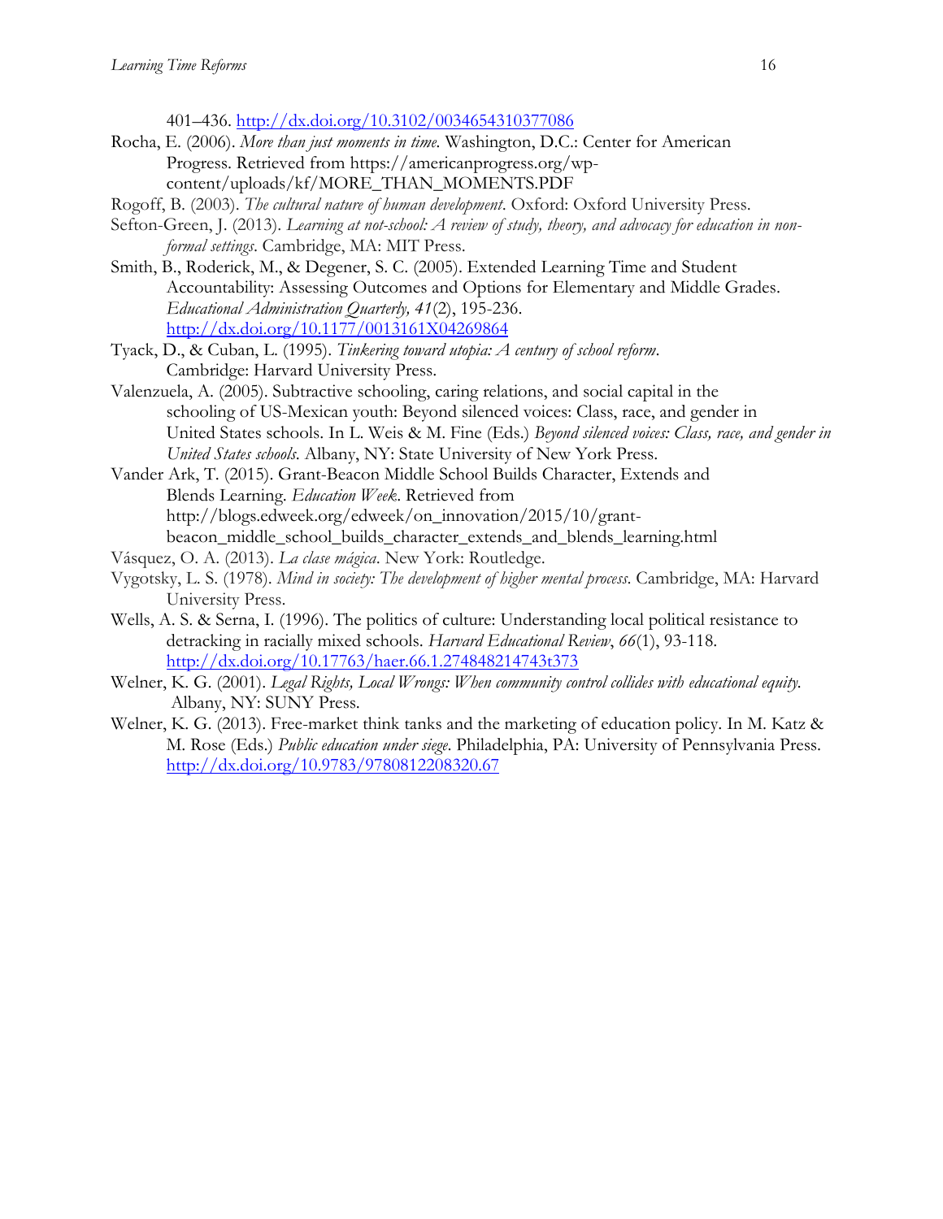401–436. http://dx.doi.org/10.3102/0034654310377086

Rocha, E. (2006). *More than just moments in time.* Washington, D.C.: Center for American Progress. Retrieved from https://americanprogress.org/wp-content/uploads/kf/MORE_THAN_MOMENTS.PDF

Rogoff, B. (2003). *The cultural nature of human development*. Oxford: Oxford University Press.

Sefton-Green, J. (2013). *Learning at not-school: A review of study, theory, and advocacy for education in non-formal settings*. Cambridge, MA: MIT Press.

Smith, B., Roderick, M., & Degener, S. C. (2005). Extended Learning Time and Student Accountability: Assessing Outcomes and Options for Elementary and Middle Grades. *Educational Administration Quarterly, 41*(2), 195-236. http://dx.doi.org/10.1177/0013161X04269864

Tyack, D., & Cuban, L. (1995). *Tinkering toward utopia: A century of school reform*. Cambridge: Harvard University Press.

Valenzuela, A. (2005). Subtractive schooling, caring relations, and social capital in the schooling of US-Mexican youth: Beyond silenced voices: Class, race, and gender in United States schools. In L. Weis & M. Fine (Eds.) *Beyond silenced voices: Class, race, and gender in United States schools.* Albany, NY: State University of New York Press.

Vander Ark, T. (2015). Grant-Beacon Middle School Builds Character, Extends and Blends Learning. *Education Week*. Retrieved from http://blogs.edweek.org/edweek/on_innovation/2015/10/grant-beacon_middle_school_builds_character_extends_and_blends_learning.html

Vásquez, O. A. (2013). *La clase mágica*. New York: Routledge.

Vygotsky, L. S. (1978). *Mind in society: The development of higher mental process*. Cambridge, MA: Harvard University Press.

Wells, A. S. & Serna, I. (1996). The politics of culture: Understanding local political resistance to detracking in racially mixed schools. *Harvard Educational Review*, *66*(1), 93-118. http://dx.doi.org/10.17763/haer.66.1.274848214743t373

Welner, K. G. (2001). *Legal Rights, Local Wrongs: When community control collides with educational equity.* Albany, NY: SUNY Press.

Welner, K. G. (2013). Free-market think tanks and the marketing of education policy. In M. Katz & M. Rose (Eds.) *Public education under siege*. Philadelphia, PA: University of Pennsylvania Press. http://dx.doi.org/10.9783/9780812208320.67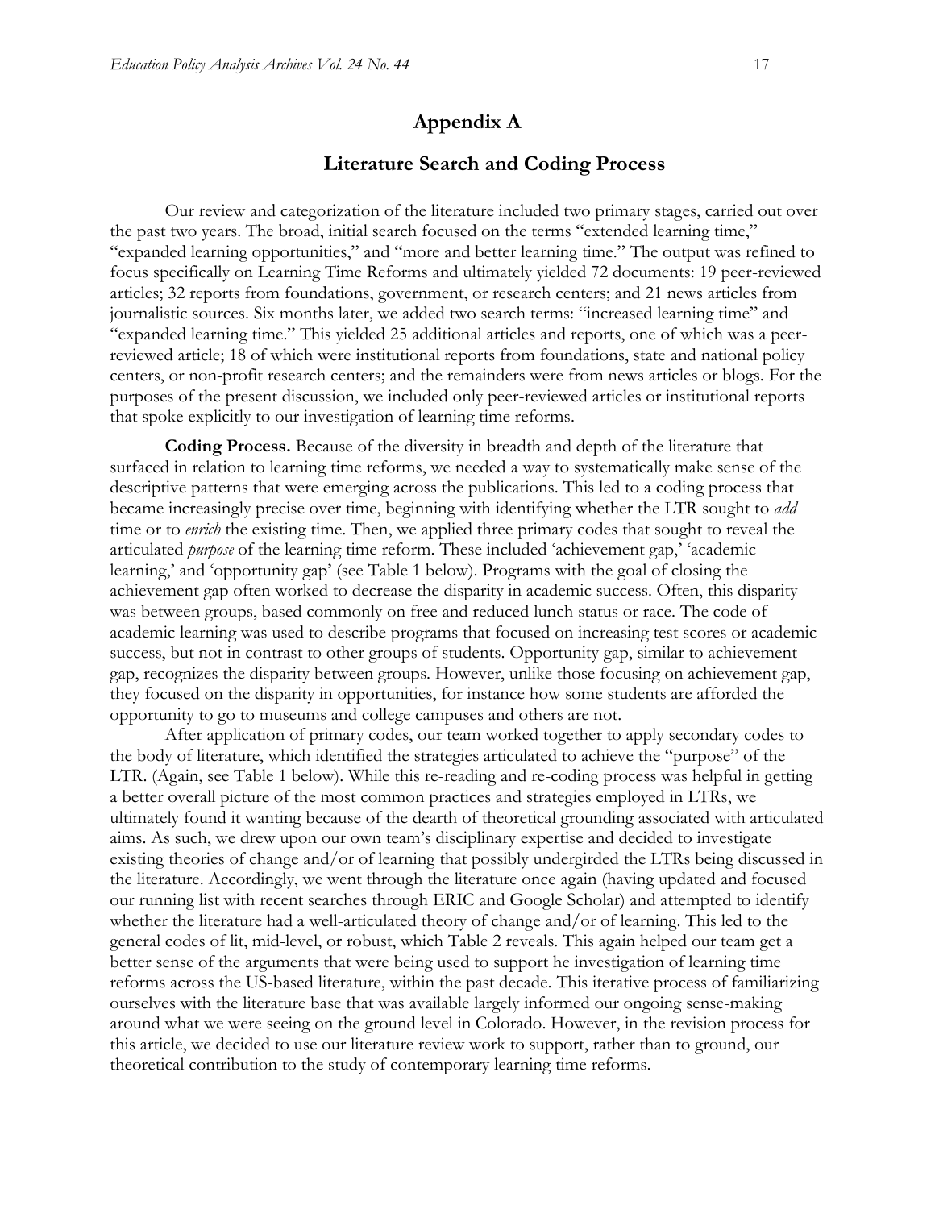# Appendix A

## Literature Search and Coding Process

Our review and categorization of the literature included two primary stages, carried out over the past two years. The broad, initial search focused on the terms "extended learning time," "expanded learning opportunities," and "more and better learning time." The output was refined to focus specifically on Learning Time Reforms and ultimately yielded 72 documents: 19 peer-reviewed articles; 32 reports from foundations, government, or research centers; and 21 news articles from journalistic sources. Six months later, we added two search terms: "increased learning time" and "expanded learning time." This yielded 25 additional articles and reports, one of which was a peer-reviewed article; 18 of which were institutional reports from foundations, state and national policy centers, or non-profit research centers; and the remainders were from news articles or blogs. For the purposes of the present discussion, we included only peer-reviewed articles or institutional reports that spoke explicitly to our investigation of learning time reforms.

**Coding Process.** Because of the diversity in breadth and depth of the literature that surfaced in relation to learning time reforms, we needed a way to systematically make sense of the descriptive patterns that were emerging across the publications. This led to a coding process that became increasingly precise over time, beginning with identifying whether the LTR sought to *add* time or to *enrich* the existing time. Then, we applied three primary codes that sought to reveal the articulated *purpose* of the learning time reform. These included 'achievement gap,' 'academic learning,' and 'opportunity gap' (see Table 1 below). Programs with the goal of closing the achievement gap often worked to decrease the disparity in academic success. Often, this disparity was between groups, based commonly on free and reduced lunch status or race. The code of academic learning was used to describe programs that focused on increasing test scores or academic success, but not in contrast to other groups of students. Opportunity gap, similar to achievement gap, recognizes the disparity between groups. However, unlike those focusing on achievement gap, they focused on the disparity in opportunities, for instance how some students are afforded the opportunity to go to museums and college campuses and others are not.

After application of primary codes, our team worked together to apply secondary codes to the body of literature, which identified the strategies articulated to achieve the "purpose" of the LTR. (Again, see Table 1 below). While this re-reading and re-coding process was helpful in getting a better overall picture of the most common practices and strategies employed in LTRs, we ultimately found it wanting because of the dearth of theoretical grounding associated with articulated aims. As such, we drew upon our own team's disciplinary expertise and decided to investigate existing theories of change and/or of learning that possibly undergirded the LTRs being discussed in the literature. Accordingly, we went through the literature once again (having updated and focused our running list with recent searches through ERIC and Google Scholar) and attempted to identify whether the literature had a well-articulated theory of change and/or of learning. This led to the general codes of lit, mid-level, or robust, which Table 2 reveals. This again helped our team get a better sense of the arguments that were being used to support he investigation of learning time reforms across the US-based literature, within the past decade. This iterative process of familiarizing ourselves with the literature base that was available largely informed our ongoing sense-making around what we were seeing on the ground level in Colorado. However, in the revision process for this article, we decided to use our literature review work to support, rather than to ground, our theoretical contribution to the study of contemporary learning time reforms.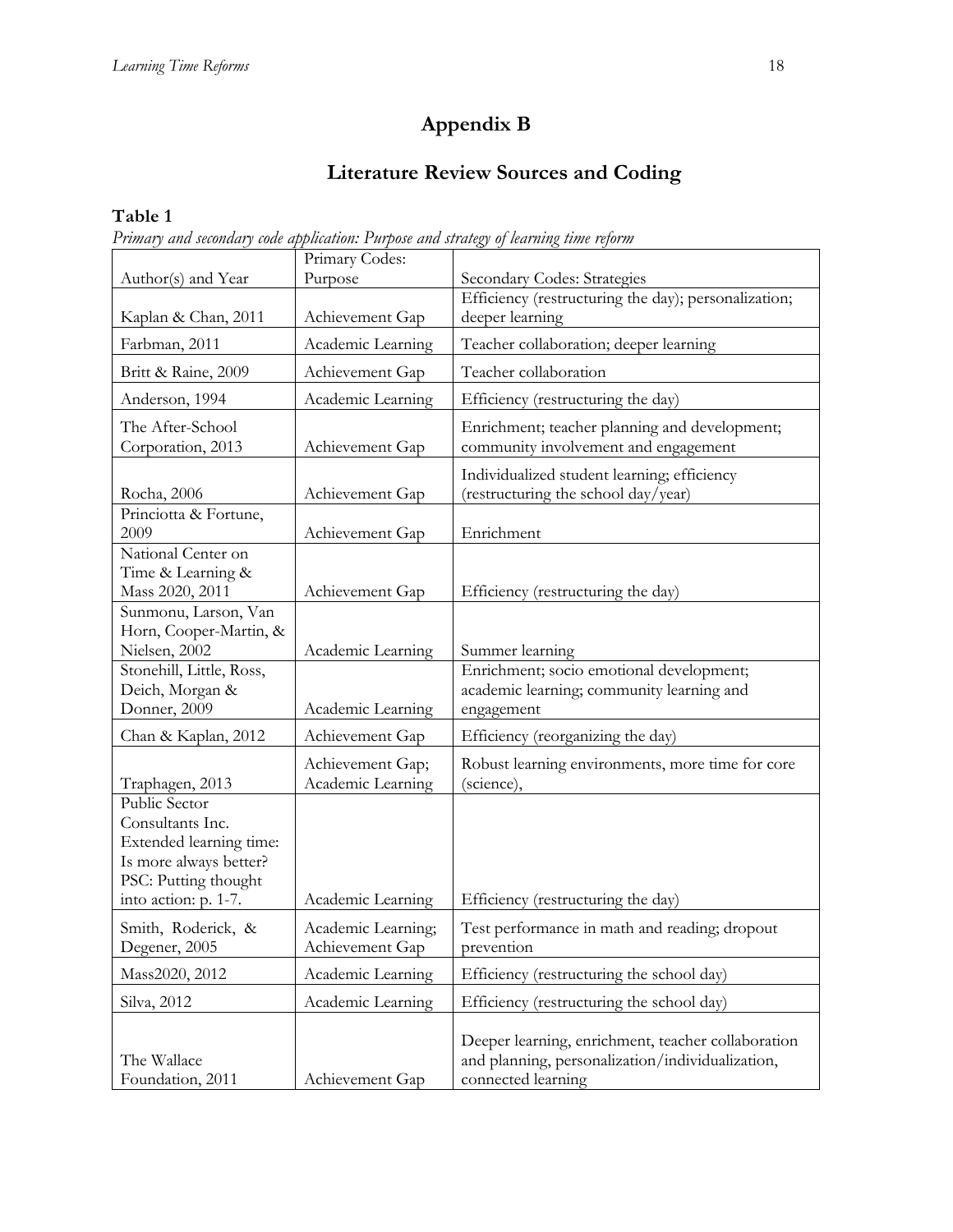# Appendix B

## Literature Review Sources and Coding

**Table 1**

*Primary and secondary code application: Purpose and strategy of learning time reform*

| Author(s) and Year | Primary Codes: Purpose | Secondary Codes: Strategies |
|---|---|---|
| Kaplan & Chan, 2011 | Achievement Gap | Efficiency (restructuring the day); personalization; deeper learning |
| Farbman, 2011 | Academic Learning | Teacher collaboration; deeper learning |
| Britt & Raine, 2009 | Achievement Gap | Teacher collaboration |
| Anderson, 1994 | Academic Learning | Efficiency (restructuring the day) |
| The After-School Corporation, 2013 | Achievement Gap | Enrichment; teacher planning and development; community involvement and engagement |
| Rocha, 2006 | Achievement Gap | Individualized student learning; efficiency (restructuring the school day/year) |
| Princiotta & Fortune, 2009 | Achievement Gap | Enrichment |
| National Center on Time & Learning & Mass 2020, 2011 | Achievement Gap | Efficiency (restructuring the day) |
| Sunmonu, Larson, Van Horn, Cooper-Martin, & Nielsen, 2002 | Academic Learning | Summer learning |
| Stonehill, Little, Ross, Deich, Morgan & Donner, 2009 | Academic Learning | Enrichment; socio emotional development; academic learning; community learning and engagement |
| Chan & Kaplan, 2012 | Achievement Gap | Efficiency (reorganizing the day) |
| Traphagen, 2013 | Achievement Gap; Academic Learning | Robust learning environments, more time for core (science), |
| Public Sector Consultants Inc. Extended learning time: Is more always better? PSC: Putting thought into action: p. 1-7. | Academic Learning | Efficiency (restructuring the day) |
| Smith, Roderick, & Degener, 2005 | Academic Learning; Achievement Gap | Test performance in math and reading; dropout prevention |
| Mass2020, 2012 | Academic Learning | Efficiency (restructuring the school day) |
| Silva, 2012 | Academic Learning | Efficiency (restructuring the school day) |
| The Wallace Foundation, 2011 | Achievement Gap | Deeper learning, enrichment, teacher collaboration and planning, personalization/individualization, connected learning |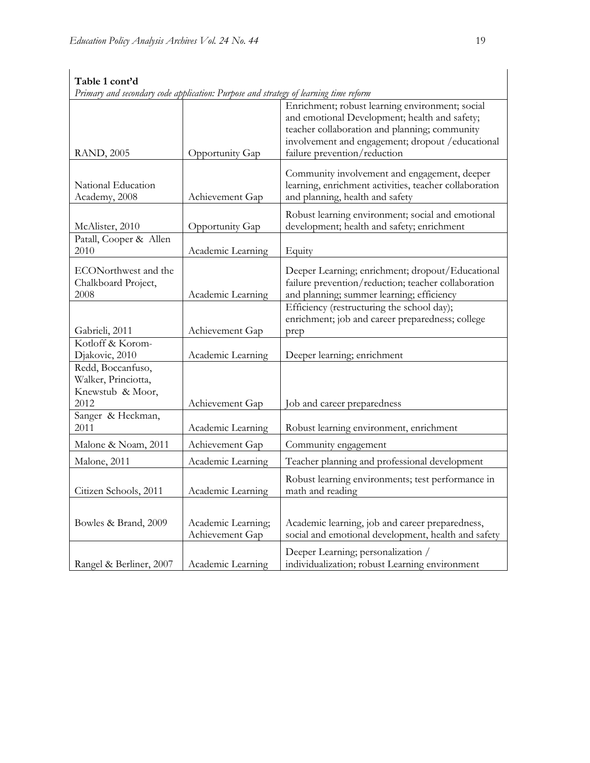**Table 1 cont'd**

*Primary and secondary code application: Purpose and strategy of learning time reform*

| | | |
|---|---|---|
| RAND, 2005 | Opportunity Gap | Enrichment; robust learning environment; social and emotional Development; health and safety; teacher collaboration and planning; community involvement and engagement; dropout /educational failure prevention/reduction |
| National Education Academy, 2008 | Achievement Gap | Community involvement and engagement, deeper learning, enrichment activities, teacher collaboration and planning, health and safety |
| McAlister, 2010 | Opportunity Gap | Robust learning environment; social and emotional development; health and safety; enrichment |
| Patall, Cooper & Allen 2010 | Academic Learning | Equity |
| ECONorthwest and the Chalkboard Project, 2008 | Academic Learning | Deeper Learning; enrichment; dropout/Educational failure prevention/reduction; teacher collaboration and planning; summer learning; efficiency |
| Gabrieli, 2011 | Achievement Gap | Efficiency (restructuring the school day); enrichment; job and career preparedness; college prep |
| Kotloff & Korom-Djakovic, 2010 | Academic Learning | Deeper learning; enrichment |
| Redd, Boccanfuso, Walker, Princiotta, Knewstub & Moor, 2012 | Achievement Gap | Job and career preparedness |
| Sanger & Heckman, 2011 | Academic Learning | Robust learning environment, enrichment |
| Malone & Noam, 2011 | Achievement Gap | Community engagement |
| Malone, 2011 | Academic Learning | Teacher planning and professional development |
| Citizen Schools, 2011 | Academic Learning | Robust learning environments; test performance in math and reading |
| Bowles & Brand, 2009 | Academic Learning; Achievement Gap | Academic learning, job and career preparedness, social and emotional development, health and safety |
| Rangel & Berliner, 2007 | Academic Learning | Deeper Learning; personalization / individualization; robust Learning environment |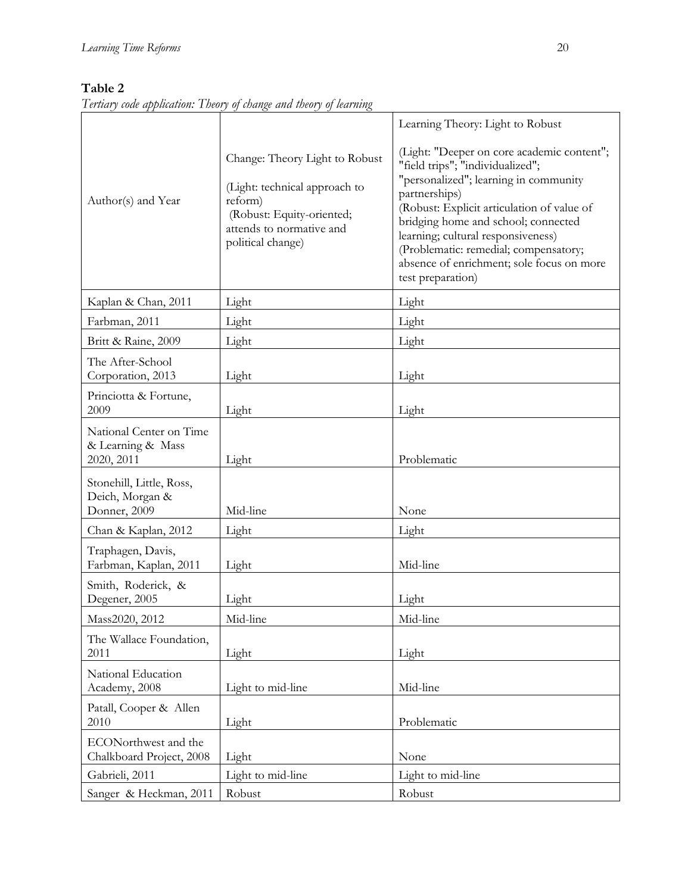**Table 2**

*Tertiary code application: Theory of change and theory of learning*

| Author(s) and Year | Change: Theory Light to Robust (Light: technical approach to reform) (Robust: Equity-oriented; attends to normative and political change) | Learning Theory: Light to Robust (Light: "Deeper on core academic content"; "field trips"; "individualized"; "personalized"; learning in community partnerships) (Robust: Explicit articulation of value of bridging home and school; connected learning; cultural responsiveness) (Problematic: remedial; compensatory; absence of enrichment; sole focus on more test preparation) |
|---|---|---|
| Kaplan & Chan, 2011 | Light | Light |
| Farbman, 2011 | Light | Light |
| Britt & Raine, 2009 | Light | Light |
| The After-School Corporation, 2013 | Light | Light |
| Princiotta & Fortune, 2009 | Light | Light |
| National Center on Time & Learning & Mass 2020, 2011 | Light | Problematic |
| Stonehill, Little, Ross, Deich, Morgan & Donner, 2009 | Mid-line | None |
| Chan & Kaplan, 2012 | Light | Light |
| Traphagen, Davis, Farbman, Kaplan, 2011 | Light | Mid-line |
| Smith, Roderick, & Degener, 2005 | Light | Light |
| Mass2020, 2012 | Mid-line | Mid-line |
| The Wallace Foundation, 2011 | Light | Light |
| National Education Academy, 2008 | Light to mid-line | Mid-line |
| Patall, Cooper & Allen 2010 | Light | Problematic |
| ECONorthwest and the Chalkboard Project, 2008 | Light | None |
| Gabrieli, 2011 | Light to mid-line | Light to mid-line |
| Sanger & Heckman, 2011 | Robust | Robust |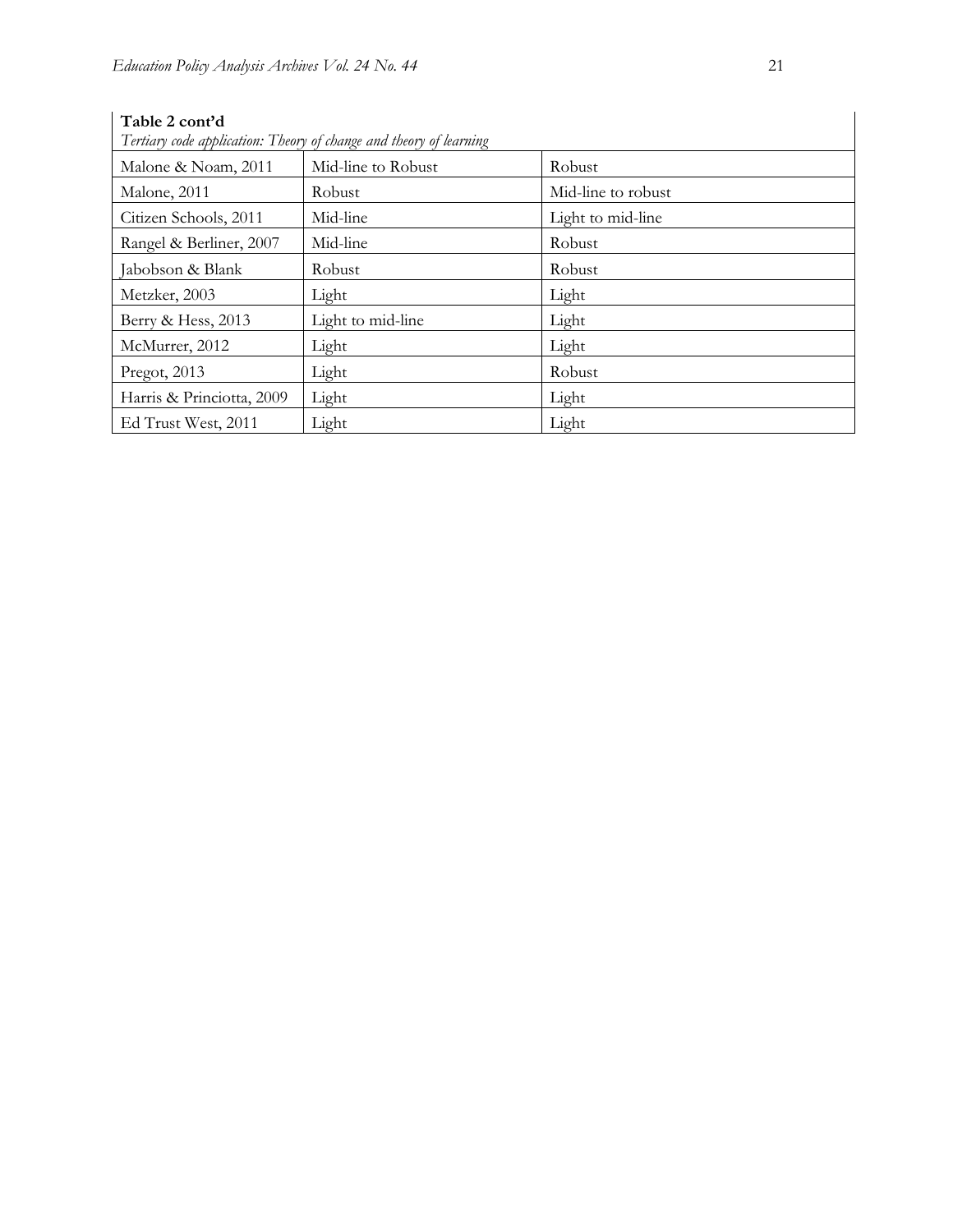**Table 2 cont'd**

*Tertiary code application: Theory of change and theory of learning*

| | | |
|---|---|---|
| Malone & Noam, 2011 | Mid-line to Robust | Robust |
| Malone, 2011 | Robust | Mid-line to robust |
| Citizen Schools, 2011 | Mid-line | Light to mid-line |
| Rangel & Berliner, 2007 | Mid-line | Robust |
| Jabobson & Blank | Robust | Robust |
| Metzker, 2003 | Light | Light |
| Berry & Hess, 2013 | Light to mid-line | Light |
| McMurrer, 2012 | Light | Light |
| Pregot, 2013 | Light | Robust |
| Harris & Princiotta, 2009 | Light | Light |
| Ed Trust West, 2011 | Light | Light |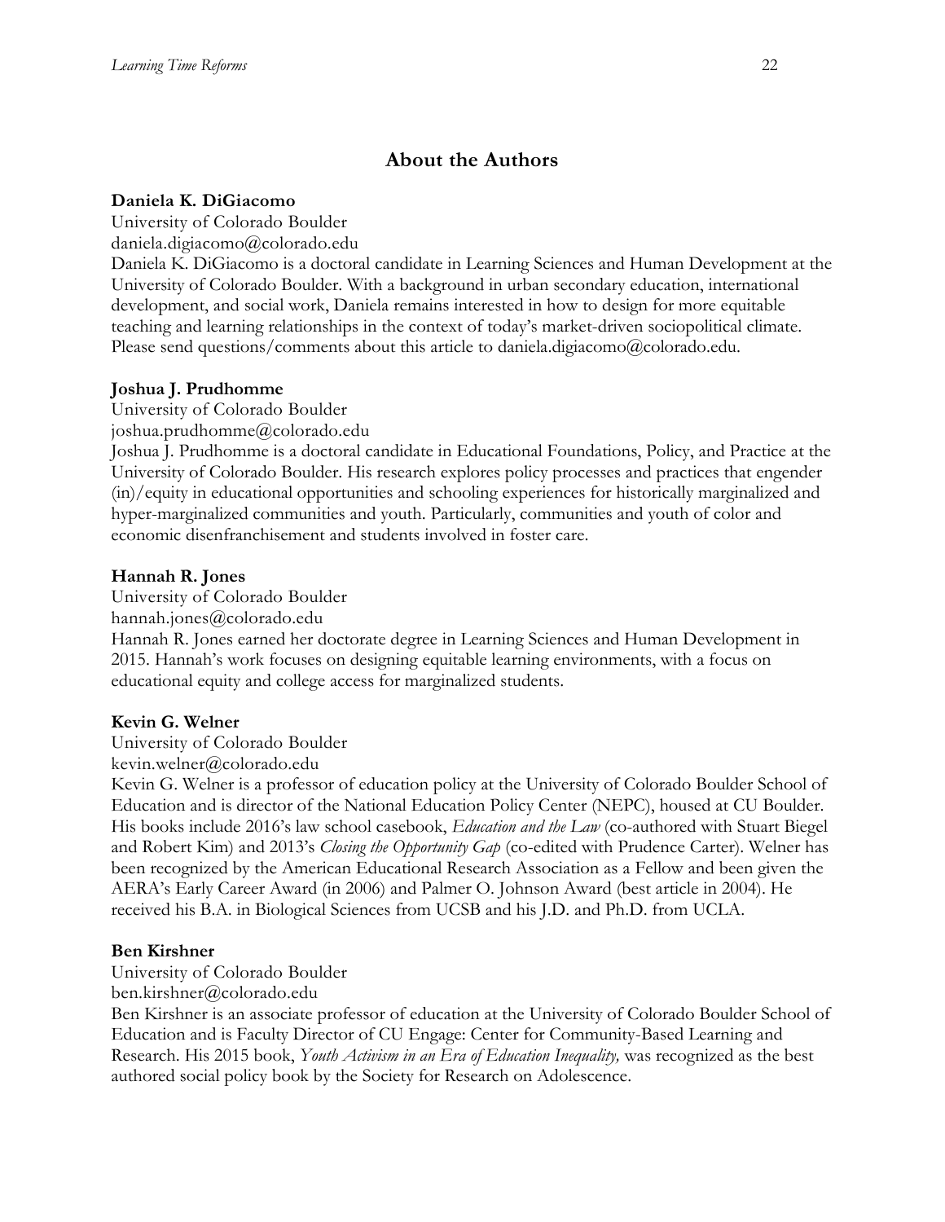## About the Authors

**Daniela K. DiGiacomo**
University of Colorado Boulder
daniela.digiacomo@colorado.edu
Daniela K. DiGiacomo is a doctoral candidate in Learning Sciences and Human Development at the University of Colorado Boulder. With a background in urban secondary education, international development, and social work, Daniela remains interested in how to design for more equitable teaching and learning relationships in the context of today's market-driven sociopolitical climate. Please send questions/comments about this article to daniela.digiacomo@colorado.edu.

**Joshua J. Prudhomme**
University of Colorado Boulder
joshua.prudhomme@colorado.edu
Joshua J. Prudhomme is a doctoral candidate in Educational Foundations, Policy, and Practice at the University of Colorado Boulder. His research explores policy processes and practices that engender (in)/equity in educational opportunities and schooling experiences for historically marginalized and hyper-marginalized communities and youth. Particularly, communities and youth of color and economic disenfranchisement and students involved in foster care.

**Hannah R. Jones**
University of Colorado Boulder
hannah.jones@colorado.edu
Hannah R. Jones earned her doctorate degree in Learning Sciences and Human Development in 2015. Hannah's work focuses on designing equitable learning environments, with a focus on educational equity and college access for marginalized students.

**Kevin G. Welner**
University of Colorado Boulder
kevin.welner@colorado.edu
Kevin G. Welner is a professor of education policy at the University of Colorado Boulder School of Education and is director of the National Education Policy Center (NEPC), housed at CU Boulder. His books include 2016's law school casebook, *Education and the Law* (co-authored with Stuart Biegel and Robert Kim) and 2013's *Closing the Opportunity Gap* (co-edited with Prudence Carter). Welner has been recognized by the American Educational Research Association as a Fellow and been given the AERA's Early Career Award (in 2006) and Palmer O. Johnson Award (best article in 2004). He received his B.A. in Biological Sciences from UCSB and his J.D. and Ph.D. from UCLA.

**Ben Kirshner**
University of Colorado Boulder
ben.kirshner@colorado.edu
Ben Kirshner is an associate professor of education at the University of Colorado Boulder School of Education and is Faculty Director of CU Engage: Center for Community-Based Learning and Research. His 2015 book, *Youth Activism in an Era of Education Inequality,* was recognized as the best authored social policy book by the Society for Research on Adolescence.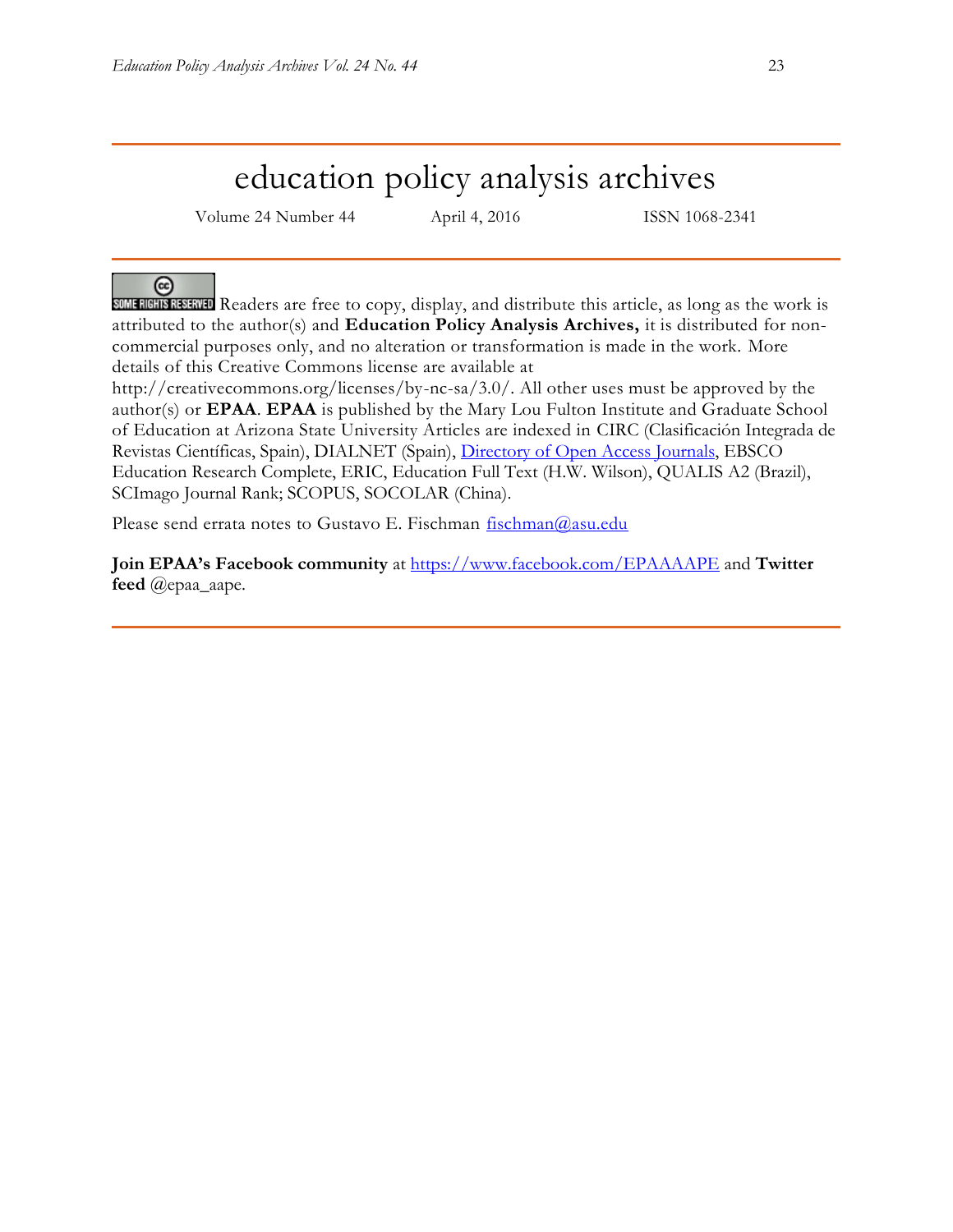# education policy analysis archives

Volume 24 Number 44 April 4, 2016 ISSN 1068-2341

SOME RIGHTS RESERVED Readers are free to copy, display, and distribute this article, as long as the work is attributed to the author(s) and **Education Policy Analysis Archives,** it is distributed for non-commercial purposes only, and no alteration or transformation is made in the work. More details of this Creative Commons license are available at http://creativecommons.org/licenses/by-nc-sa/3.0/. All other uses must be approved by the author(s) or **EPAA**. **EPAA** is published by the Mary Lou Fulton Institute and Graduate School of Education at Arizona State University Articles are indexed in CIRC (Clasificación Integrada de Revistas Científicas, Spain), DIALNET (Spain), [Directory of Open Access Journals](), EBSCO Education Research Complete, ERIC, Education Full Text (H.W. Wilson), QUALIS A2 (Brazil), SCImago Journal Rank; SCOPUS, SOCOLAR (China).

Please send errata notes to Gustavo E. Fischman [fischman@asu.edu](mailto:fischman@asu.edu)

**Join EPAA's Facebook community** at [https://www.facebook.com/EPAAAAPE](https://www.facebook.com/EPAAAAPE) and **Twitter feed** @epaa_aape.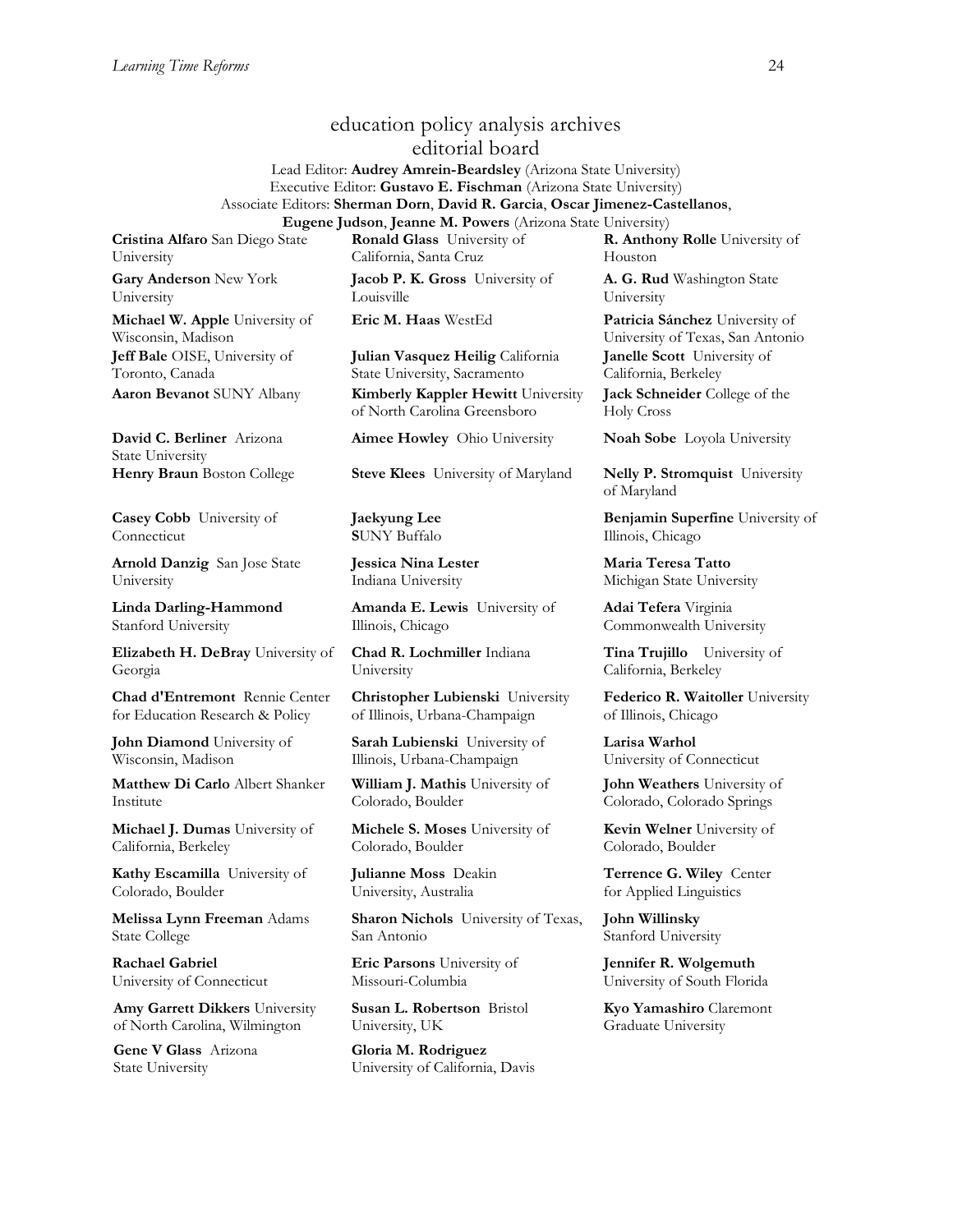# education policy analysis archives
## editorial board

Lead Editor: **Audrey Amrein-Beardsley** (Arizona State University)
Executive Editor: **Gustavo E. Fischman** (Arizona State University)
Associate Editors: **Sherman Dorn**, **David R. Garcia**, **Oscar Jimenez-Castellanos**, **Eugene Judson**, **Jeanne M. Powers** (Arizona State University)

**Cristina Alfaro** San Diego State University

**Gary Anderson** New York University

**Michael W. Apple** University of Wisconsin, Madison

**Jeff Bale** OISE, University of Toronto, Canada

**Aaron Bevanot** SUNY Albany

**David C. Berliner** Arizona State University

**Henry Braun** Boston College

**Casey Cobb** University of Connecticut

**Arnold Danzig** San Jose State University

**Linda Darling-Hammond** Stanford University

**Elizabeth H. DeBray** University of Georgia

**Chad d'Entremont** Rennie Center for Education Research & Policy

**John Diamond** University of Wisconsin, Madison

**Matthew Di Carlo** Albert Shanker Institute

**Michael J. Dumas** University of California, Berkeley

**Kathy Escamilla** University of Colorado, Boulder

**Melissa Lynn Freeman** Adams State College

**Rachael Gabriel** University of Connecticut

**Amy Garrett Dikkers** University of North Carolina, Wilmington

**Gene V Glass** Arizona State University

**Ronald Glass** University of California, Santa Cruz

**Jacob P. K. Gross** University of Louisville

**Eric M. Haas** WestEd

**Julian Vasquez Heilig** California State University, Sacramento

**Kimberly Kappler Hewitt** University of North Carolina Greensboro

**Aimee Howley** Ohio University

**Steve Klees** University of Maryland

**Jaekyung Lee** SUNY Buffalo

**Jessica Nina Lester** Indiana University

**Amanda E. Lewis** University of Illinois, Chicago

**Chad R. Lochmiller** Indiana University

**Christopher Lubienski** University of Illinois, Urbana-Champaign

**Sarah Lubienski** University of Illinois, Urbana-Champaign

**William J. Mathis** University of Colorado, Boulder

**Michele S. Moses** University of Colorado, Boulder

**Julianne Moss** Deakin University, Australia

**Sharon Nichols** University of Texas, San Antonio

**Eric Parsons** University of Missouri-Columbia

**Susan L. Robertson** Bristol University, UK

**Gloria M. Rodriguez** University of California, Davis

**R. Anthony Rolle** University of Houston

**A. G. Rud** Washington State University

**Patricia Sánchez** University of University of Texas, San Antonio

**Janelle Scott** University of California, Berkeley

**Jack Schneider** College of the Holy Cross

**Noah Sobe** Loyola University

**Nelly P. Stromquist** University of Maryland

**Benjamin Superfine** University of Illinois, Chicago

**Maria Teresa Tatto** Michigan State University

**Adai Tefera** Virginia Commonwealth University

**Tina Trujillo** University of California, Berkeley

**Federico R. Waitoller** University of Illinois, Chicago

**Larisa Warhol** University of Connecticut

**John Weathers** University of Colorado, Colorado Springs

**Kevin Welner** University of Colorado, Boulder

**Terrence G. Wiley** Center for Applied Linguistics

**John Willinsky** Stanford University

**Jennifer R. Wolgemuth** University of South Florida

**Kyo Yamashiro** Claremont Graduate University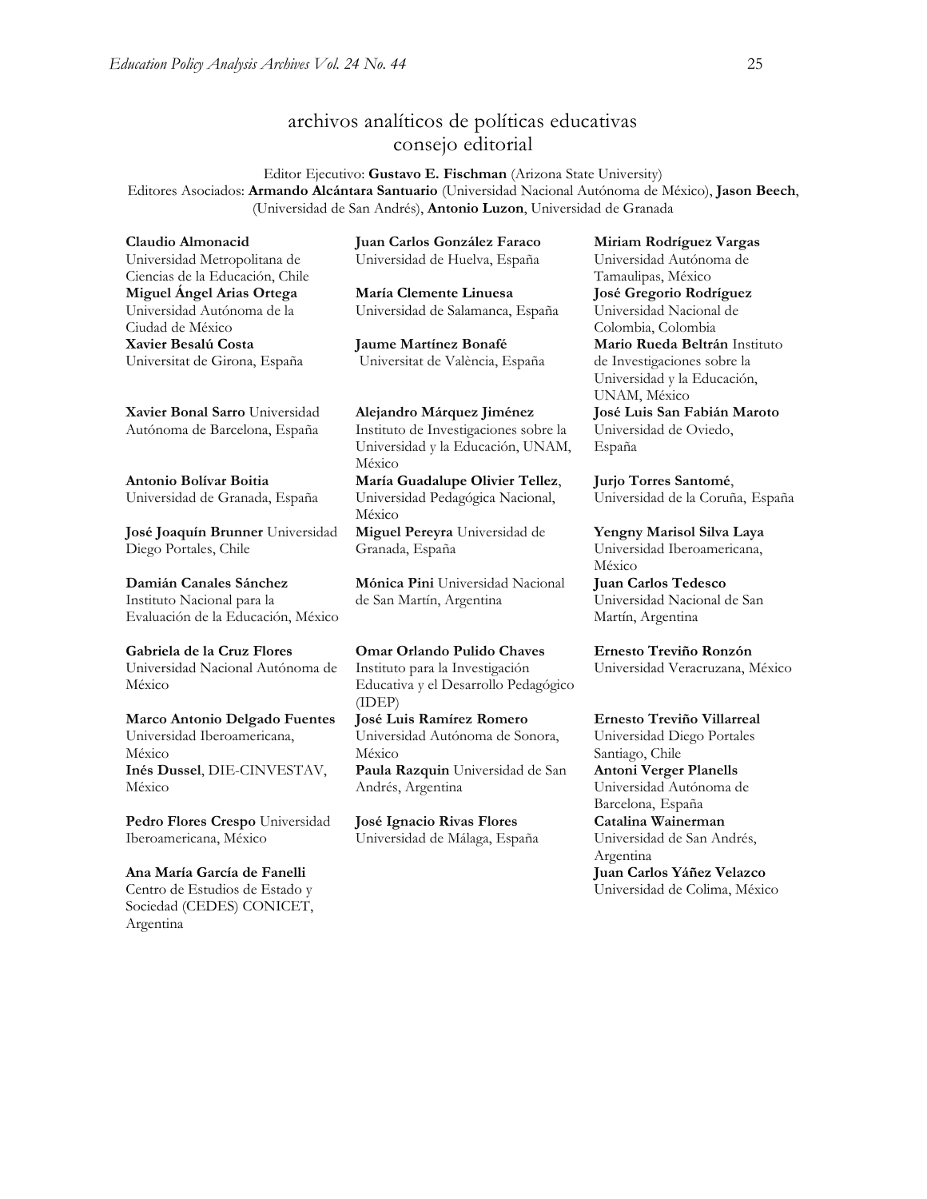## archivos analíticos de políticas educativas
## consejo editorial

Editor Ejecutivo: **Gustavo E. Fischman** (Arizona State University)
Editores Asociados: **Armando Alcántara Santuario** (Universidad Nacional Autónoma de México), **Jason Beech**, (Universidad de San Andrés), **Antonio Luzon**, Universidad de Granada

**Claudio Almonacid** Universidad Metropolitana de Ciencias de la Educación, Chile

**Miguel Ángel Arias Ortega** Universidad Autónoma de la Ciudad de México

**Xavier Besalú Costa** Universitat de Girona, España

**Xavier Bonal Sarro** Universidad Autónoma de Barcelona, España

**Antonio Bolívar Boitia** Universidad de Granada, España

**José Joaquín Brunner** Universidad Diego Portales, Chile

**Damián Canales Sánchez** Instituto Nacional para la Evaluación de la Educación, México

**Gabriela de la Cruz Flores** Universidad Nacional Autónoma de México

**Marco Antonio Delgado Fuentes** Universidad Iberoamericana, México

**Inés Dussel**, DIE-CINVESTAV, México

**Pedro Flores Crespo** Universidad Iberoamericana, México

**Ana María García de Fanelli** Centro de Estudios de Estado y Sociedad (CEDES) CONICET, Argentina

**Juan Carlos González Faraco** Universidad de Huelva, España

**María Clemente Linuesa** Universidad de Salamanca, España

**Jaume Martínez Bonafé** Universitat de València, España

**Alejandro Márquez Jiménez** Instituto de Investigaciones sobre la Universidad y la Educación, UNAM, México

**María Guadalupe Olivier Tellez**, Universidad Pedagógica Nacional, México

**Miguel Pereyra** Universidad de Granada, España

**Mónica Pini** Universidad Nacional de San Martín, Argentina

**Omar Orlando Pulido Chaves** Instituto para la Investigación Educativa y el Desarrollo Pedagógico (IDEP)

**José Luis Ramírez Romero** Universidad Autónoma de Sonora, México

**Paula Razquin** Universidad de San Andrés, Argentina

**José Ignacio Rivas Flores** Universidad de Málaga, España

**Miriam Rodríguez Vargas** Universidad Autónoma de Tamaulipas, México

**José Gregorio Rodríguez** Universidad Nacional de Colombia, Colombia

**Mario Rueda Beltrán** Instituto de Investigaciones sobre la Universidad y la Educación, UNAM, México

**José Luis San Fabián Maroto** Universidad de Oviedo, España

**Jurjo Torres Santomé**, Universidad de la Coruña, España

**Yengny Marisol Silva Laya** Universidad Iberoamericana, México

**Juan Carlos Tedesco** Universidad Nacional de San Martín, Argentina

**Ernesto Treviño Ronzón** Universidad Veracruzana, México

**Ernesto Treviño Villarreal** Universidad Diego Portales Santiago, Chile

**Antoni Verger Planells** Universidad Autónoma de Barcelona, España

**Catalina Wainerman** Universidad de San Andrés, Argentina

**Juan Carlos Yáñez Velazco** Universidad de Colima, México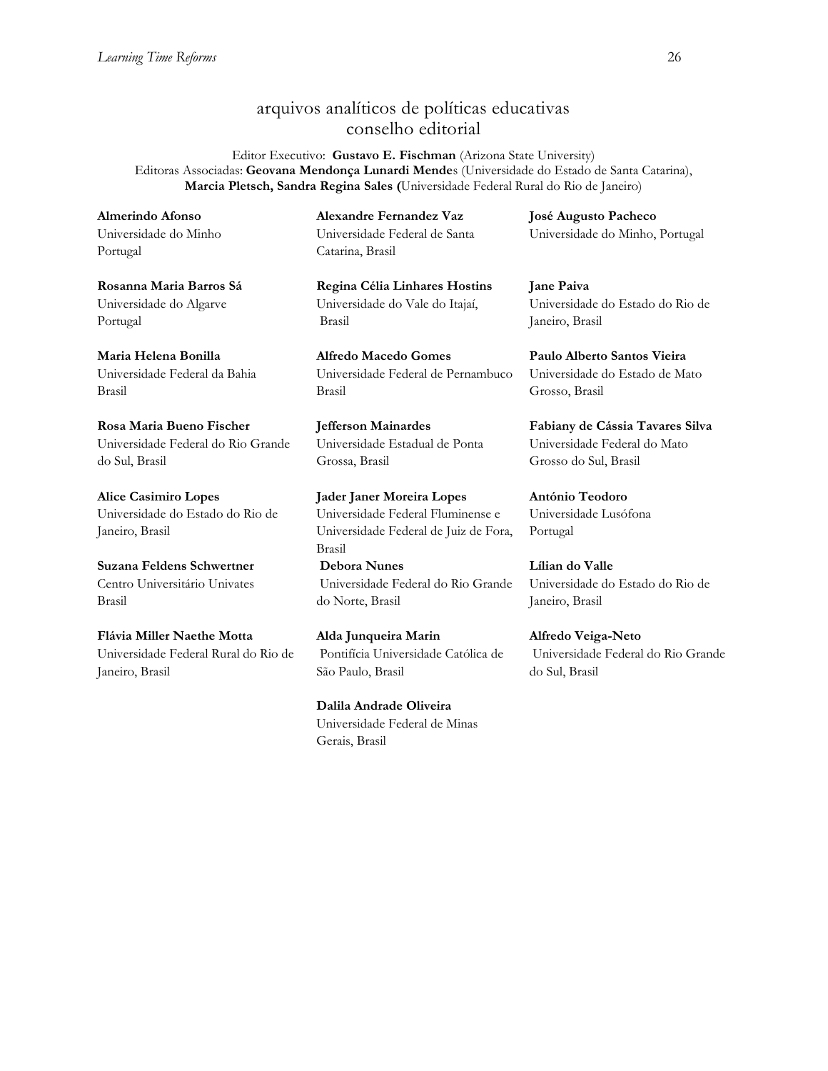## arquivos analíticos de políticas educativas
## conselho editorial

Editor Executivo: **Gustavo E. Fischman** (Arizona State University)
Editoras Associadas: **Geovana Mendonça Lunardi Mende**s (Universidade do Estado de Santa Catarina), **Marcia Pletsch, Sandra Regina Sales (**Universidade Federal Rural do Rio de Janeiro)

**Almerindo Afonso**
Universidade do Minho
Portugal

**Rosanna Maria Barros Sá**
Universidade do Algarve
Portugal

**Maria Helena Bonilla**
Universidade Federal da Bahia
Brasil

**Rosa Maria Bueno Fischer**
Universidade Federal do Rio Grande do Sul, Brasil

**Alice Casimiro Lopes**
Universidade do Estado do Rio de Janeiro, Brasil

**Suzana Feldens Schwertner**
Centro Universitário Univates
Brasil

**Flávia Miller Naethe Motta**
Universidade Federal Rural do Rio de Janeiro, Brasil

**Alexandre Fernandez Vaz**
Universidade Federal de Santa Catarina, Brasil

**Regina Célia Linhares Hostins**
Universidade do Vale do Itajaí, Brasil

**Alfredo Macedo Gomes**
Universidade Federal de Pernambuco
Brasil

**Jefferson Mainardes**
Universidade Estadual de Ponta Grossa, Brasil

**Jader Janer Moreira Lopes**
Universidade Federal Fluminense e Universidade Federal de Juiz de Fora, Brasil

**Debora Nunes**
Universidade Federal do Rio Grande do Norte, Brasil

**Alda Junqueira Marin**
Pontifícia Universidade Católica de São Paulo, Brasil

**Dalila Andrade Oliveira**
Universidade Federal de Minas Gerais, Brasil

**José Augusto Pacheco**
Universidade do Minho, Portugal

**Jane Paiva**
Universidade do Estado do Rio de Janeiro, Brasil

**Paulo Alberto Santos Vieira**
Universidade do Estado de Mato Grosso, Brasil

**Fabiany de Cássia Tavares Silva**
Universidade Federal do Mato Grosso do Sul, Brasil

**António Teodoro**
Universidade Lusófona
Portugal

**Lílian do Valle**
Universidade do Estado do Rio de Janeiro, Brasil

**Alfredo Veiga-Neto**
Universidade Federal do Rio Grande do Sul, Brasil